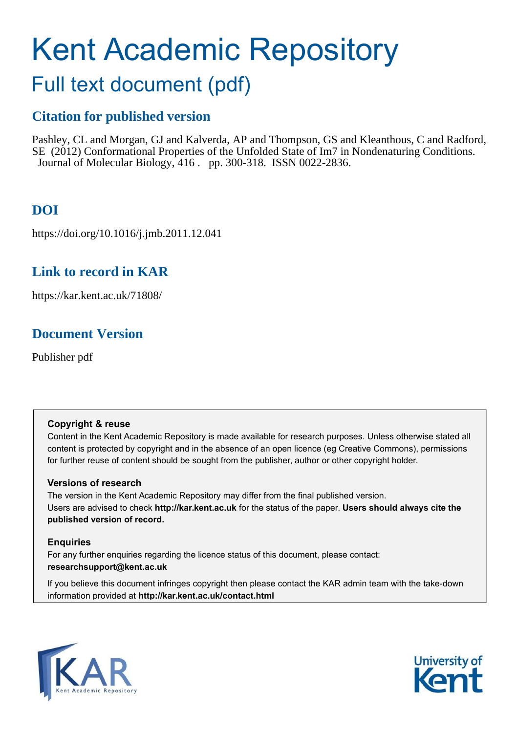# Kent Academic Repository

## Full text document (pdf)

### Citation for published version

Pashley, CL and Morgan, GJ and Kalverda, AP and Thompson, GS and Kleanthous, C and Radford, SE (2012) Conformational Properties of the Unfolded State of Im7 in Nondenaturing Conditions. Journal of Molecular Biology, 416 . pp. 300-318. ISSN 0022-2836.

### DOI

https://doi.org/10.1016/j.jmb.2011.12.041

### Link to record in KAR

https://kar.kent.ac.uk/71808/

### Document Version

Publisher pdf

**Copyright & reuse**

Content in the Kent Academic Repository is made available for research purposes. Unless otherwise stated all content is protected by copyright and in the absence of an open licence (eg Creative Commons), permissions for further reuse of content should be sought from the publisher, author or other copyright holder.

**Versions of research**

The version in the Kent Academic Repository may differ from the final published version. Users are advised to check **http://kar.kent.ac.uk** for the status of the paper. **Users should always cite the published version of record.**

**Enquiries**

For any further enquiries regarding the licence status of this document, please contact: **researchsupport@kent.ac.uk**

If you believe this document infringes copyright then please contact the KAR admin team with the take-down information provided at **http://kar.kent.ac.uk/contact.html**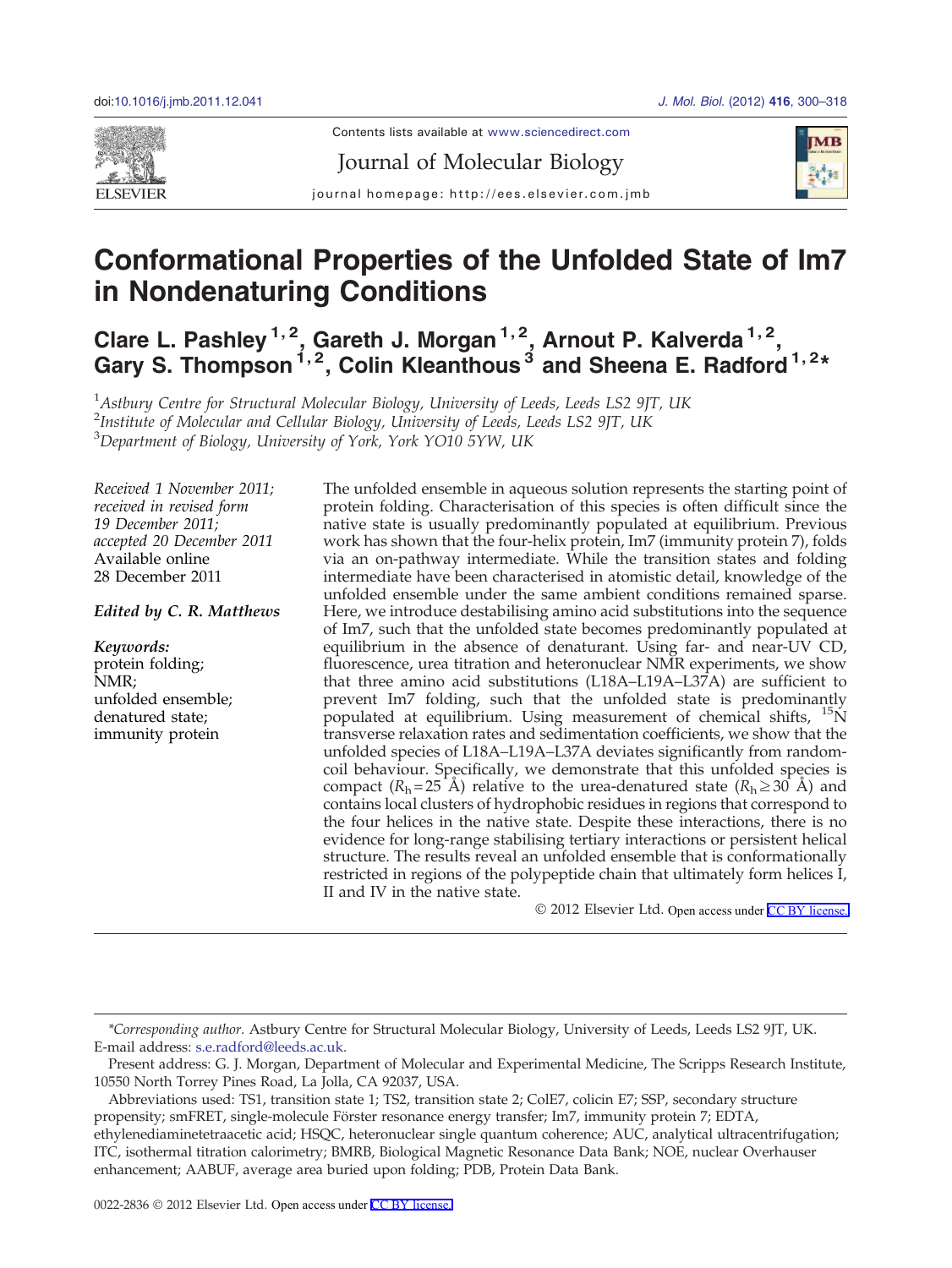doi:10.1016/j.jmb.2011.12.041

Contents lists available at www.sciencedirect.com

Journal of Molecular Biology

journal homepage: http://ees.elsevier.com.jmb

# Conformational Properties of the Unfolded State of Im7 in Nondenaturing Conditions

## Clare L. Pashley[1,2], Gareth J. Morgan[1,2], Arnout P. Kalverda[1,2], Gary S. Thompson[1,2], Colin Kleanthous[3] and Sheena E. Radford[1,2]*

[1]*Astbury Centre for Structural Molecular Biology, University of Leeds, Leeds LS2 9JT, UK*
[2]*Institute of Molecular and Cellular Biology, University of Leeds, Leeds LS2 9JT, UK*
[3]*Department of Biology, University of York, York YO10 5YW, UK*

*Received 1 November 2011; received in revised form 19 December 2011; accepted 20 December 2011*
*Available online 28 December 2011*

*Edited by C. R. Matthews*

***Keywords:***
protein folding;
NMR;
unfolded ensemble;
denatured state;
immunity protein

The unfolded ensemble in aqueous solution represents the starting point of protein folding. Characterisation of this species is often difficult since the native state is usually predominantly populated at equilibrium. Previous work has shown that the four-helix protein, Im7 (immunity protein 7), folds via an on-pathway intermediate. While the transition states and folding intermediate have been characterised in atomistic detail, knowledge of the unfolded ensemble under the same ambient conditions remained sparse. Here, we introduce destabilising amino acid substitutions into the sequence of Im7, such that the unfolded state becomes predominantly populated at equilibrium in the absence of denaturant. Using far- and near-UV CD, fluorescence, urea titration and heteronuclear NMR experiments, we show that three amino acid substitutions (L18A–L19A–L37A) are sufficient to prevent Im7 folding, such that the unfolded state is predominantly populated at equilibrium. Using measurement of chemical shifts, $^{15}$N transverse relaxation rates and sedimentation coefficients, we show that the unfolded species of L18A–L19A–L37A deviates significantly from random-coil behaviour. Specifically, we demonstrate that this unfolded species is compact ($R_h$=25 Å) relative to the urea-denatured state ($R_h$≥30 Å) and contains local clusters of hydrophobic residues in regions that correspond to the four helices in the native state. Despite these interactions, there is no evidence for long-range stabilising tertiary interactions or persistent helical structure. The results reveal an unfolded ensemble that is conformationally restricted in regions of the polypeptide chain that ultimately form helices I, II and IV in the native state.

© 2012 Elsevier Ltd. Open access under CC BY license.

---

*\*Corresponding author.* Astbury Centre for Structural Molecular Biology, University of Leeds, Leeds LS2 9JT, UK. E-mail address: s.e.radford@leeds.ac.uk.

Present address: G. J. Morgan, Department of Molecular and Experimental Medicine, The Scripps Research Institute, 10550 North Torrey Pines Road, La Jolla, CA 92037, USA.

Abbreviations used: TS1, transition state 1; TS2, transition state 2; ColE7, colicin E7; SSP, secondary structure propensity; smFRET, single-molecule Förster resonance energy transfer; Im7, immunity protein 7; EDTA, ethylenediaminetetraacetic acid; HSQC, heteronuclear single quantum coherence; AUC, analytical ultracentrifugation; ITC, isothermal titration calorimetry; BMRB, Biological Magnetic Resonance Data Bank; NOE, nuclear Overhauser enhancement; AABUF, average area buried upon folding; PDB, Protein Data Bank.

0022-2836 © 2012 Elsevier Ltd. Open access under CC BY license.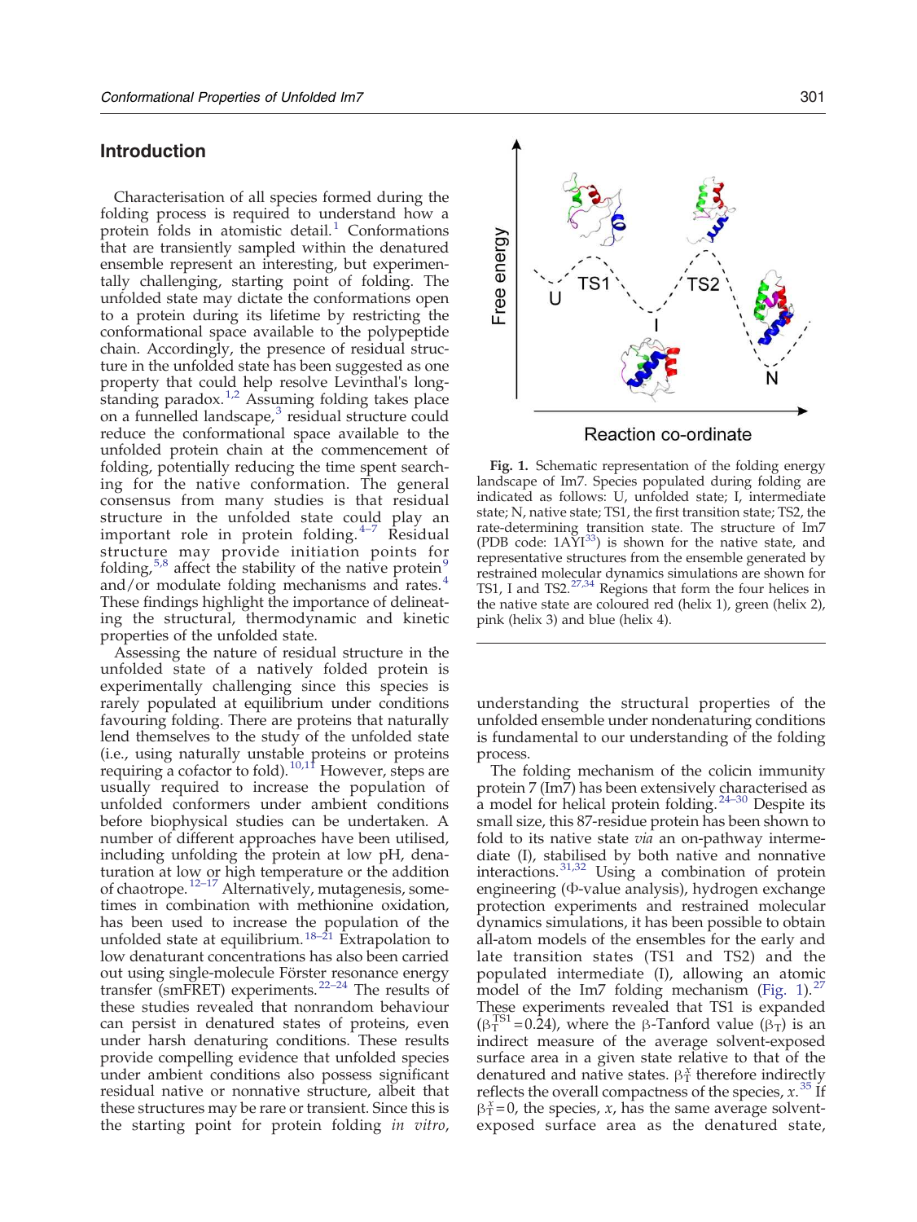## Introduction

Characterisation of all species formed during the folding process is required to understand how a protein folds in atomistic detail.[1] Conformations that are transiently sampled within the denatured ensemble represent an interesting, but experimentally challenging, starting point of folding. The unfolded state may dictate the conformations open to a protein during its lifetime by restricting the conformational space available to the polypeptide chain. Accordingly, the presence of residual structure in the unfolded state has been suggested as one property that could help resolve Levinthal's long-standing paradox.[1,2] Assuming folding takes place on a funnelled landscape,[3] residual structure could reduce the conformational space available to the unfolded protein chain at the commencement of folding, potentially reducing the time spent searching for the native conformation. The general consensus from many studies is that residual structure in the unfolded state could play an important role in protein folding.[4–7] Residual structure may provide initiation points for folding,[5,8] affect the stability of the native protein[9] and/or modulate folding mechanisms and rates.[4] These findings highlight the importance of delineating the structural, thermodynamic and kinetic properties of the unfolded state.

Assessing the nature of residual structure in the unfolded state of a natively folded protein is experimentally challenging since this species is rarely populated at equilibrium under conditions favouring folding. There are proteins that naturally lend themselves to the study of the unfolded state (i.e., using naturally unstable proteins or proteins requiring a cofactor to fold).[10,11] However, steps are usually required to increase the population of unfolded conformers under ambient conditions before biophysical studies can be undertaken. A number of different approaches have been utilised, including unfolding the protein at low pH, denaturation at low or high temperature or the addition of chaotrope.[12–17] Alternatively, mutagenesis, sometimes in combination with methionine oxidation, has been used to increase the population of the unfolded state at equilibrium.[18–21] Extrapolation to low denaturant concentrations has also been carried out using single-molecule Förster resonance energy transfer (smFRET) experiments.[22–24] The results of these studies revealed that nonrandom behaviour can persist in denatured states of proteins, even under harsh denaturing conditions. These results provide compelling evidence that unfolded species under ambient conditions also possess significant residual native or nonnative structure, albeit that these structures may be rare or transient. Since this is the starting point for protein folding *in vitro*, understanding the structural properties of the unfolded ensemble under nondenaturing conditions is fundamental to our understanding of the folding process.

**Fig. 1.** Schematic representation of the folding energy landscape of Im7. Species populated during folding are indicated as follows: U, unfolded state; I, intermediate state; N, native state; TS1, the first transition state; TS2, the rate-determining transition state. The structure of Im7 (PDB code: 1AYI[33]) is shown for the native state, and representative structures from the ensemble generated by restrained molecular dynamics simulations are shown for TS1, I and TS2.[27,34] Regions that form the four helices in the native state are coloured red (helix 1), green (helix 2), pink (helix 3) and blue (helix 4).

The folding mechanism of the colicin immunity protein 7 (Im7) has been extensively characterised as a model for helical protein folding.[24–30] Despite its small size, this 87-residue protein has been shown to fold to its native state *via* an on-pathway intermediate (I), stabilised by both native and nonnative interactions.[31,32] Using a combination of protein engineering (Φ-value analysis), hydrogen exchange protection experiments and restrained molecular dynamics simulations, it has been possible to obtain all-atom models of the ensembles for the early and late transition states (TS1 and TS2) and the populated intermediate (I), allowing an atomic model of the Im7 folding mechanism (Fig. 1).[27] These experiments revealed that TS1 is expanded ($\beta_T^{TS1}=0.24$), where the β-Tanford value ($\beta_T$) is an indirect measure of the average solvent-exposed surface area in a given state relative to that of the denatured and native states. $\beta_T^x$ therefore indirectly reflects the overall compactness of the species, *x*.[35] If $\beta_T^x=0$, the species, *x*, has the same average solvent-exposed surface area as the denatured state,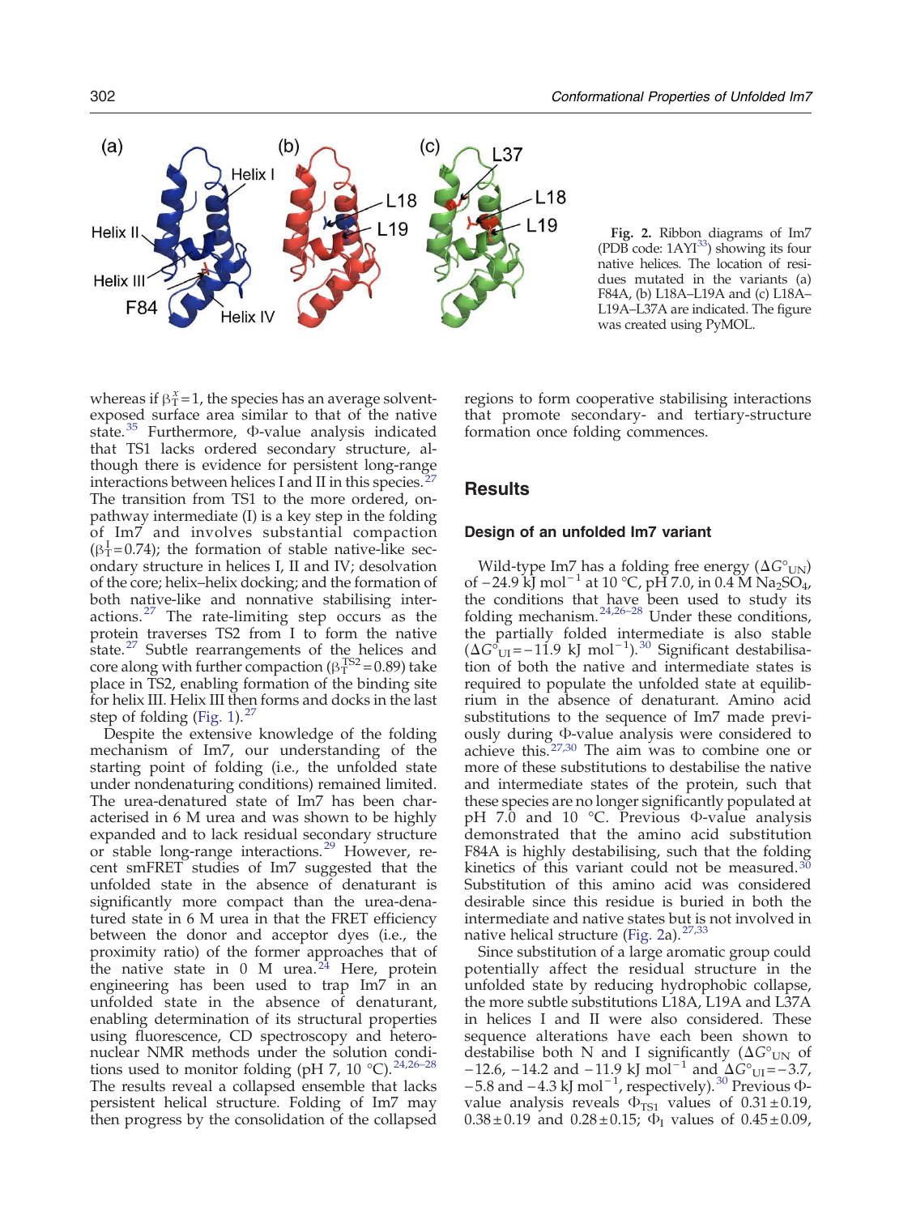Fig. 2. Ribbon diagrams of Im7 (PDB code: 1AYI[33]) showing its four native helices. The location of residues mutated in the variants (a) F84A, (b) L18A–L19A and (c) L18A–L19A–L37A are indicated. The figure was created using PyMOL.

whereas if $\beta_T^x = 1$, the species has an average solvent-exposed surface area similar to that of the native state.[35] Furthermore, Φ-value analysis indicated that TS1 lacks ordered secondary structure, although there is evidence for persistent long-range interactions between helices I and II in this species.[27] The transition from TS1 to the more ordered, on-pathway intermediate (I) is a key step in the folding of Im7 and involves substantial compaction ($\beta_T^I = 0.74$); the formation of stable native-like secondary structure in helices I, II and IV; desolvation of the core; helix–helix docking; and the formation of both native-like and nonnative stabilising interactions.[27] The rate-limiting step occurs as the protein traverses TS2 from I to form the native state.[27] Subtle rearrangements of the helices and core along with further compaction ($\beta_T^{TS2} = 0.89$) take place in TS2, enabling formation of the binding site for helix III. Helix III then forms and docks in the last step of folding (Fig. 1).[27]

Despite the extensive knowledge of the folding mechanism of Im7, our understanding of the starting point of folding (i.e., the unfolded state under nondenaturing conditions) remained limited. The urea-denatured state of Im7 has been characterised in 6 M urea and was shown to be highly expanded and to lack residual secondary structure or stable long-range interactions.[29] However, recent smFRET studies of Im7 suggested that the unfolded state in the absence of denaturant is significantly more compact than the urea-denatured state in 6 M urea in that the FRET efficiency between the donor and acceptor dyes (i.e., the proximity ratio) of the former approaches that of the native state in 0 M urea.[24] Here, protein engineering has been used to trap Im7 in an unfolded state in the absence of denaturant, enabling determination of its structural properties using fluorescence, CD spectroscopy and heteronuclear NMR methods under the solution conditions used to monitor folding (pH 7, 10 °C).[24,26–28] The results reveal a collapsed ensemble that lacks persistent helical structure. Folding of Im7 may then progress by the consolidation of the collapsed regions to form cooperative stabilising interactions that promote secondary- and tertiary-structure formation once folding commences.

## Results

### Design of an unfolded Im7 variant

Wild-type Im7 has a folding free energy ($\Delta G^{\circ}_{UN}$) of −24.9 kJ mol$^{-1}$ at 10 °C, pH 7.0, in 0.4 M $Na_2SO_4$, the conditions that have been used to study its folding mechanism.[24,26–28] Under these conditions, the partially folded intermediate is also stable ($\Delta G^{\circ}_{UI} = -11.9$ kJ mol$^{-1}$).[30] Significant destabilisation of both the native and intermediate states is required to populate the unfolded state at equilibrium in the absence of denaturant. Amino acid substitutions to the sequence of Im7 made previously during Φ-value analysis were considered to achieve this.[27,30] The aim was to combine one or more of these substitutions to destabilise the native and intermediate states of the protein, such that these species are no longer significantly populated at pH 7.0 and 10 °C. Previous Φ-value analysis demonstrated that the amino acid substitution F84A is highly destabilising, such that the folding kinetics of this variant could not be measured.[30] Substitution of this amino acid was considered desirable since this residue is buried in both the intermediate and native states but is not involved in native helical structure (Fig. 2a).[27,33]

Since substitution of a large aromatic group could potentially affect the residual structure in the unfolded state by reducing hydrophobic collapse, the more subtle substitutions L18A, L19A and L37A in helices I and II were also considered. These sequence alterations have each been shown to destabilise both N and I significantly ($\Delta G^{\circ}_{UN}$ of −12.6, −14.2 and −11.9 kJ mol$^{-1}$ and $\Delta G^{\circ}_{UI} = -3.7$, −5.8 and −4.3 kJ mol$^{-1}$, respectively).[30] Previous Φ-value analysis reveals $\Phi_{TS1}$ values of 0.31 ± 0.19, 0.38 ± 0.19 and 0.28 ± 0.15; $\Phi_I$ values of 0.45 ± 0.09,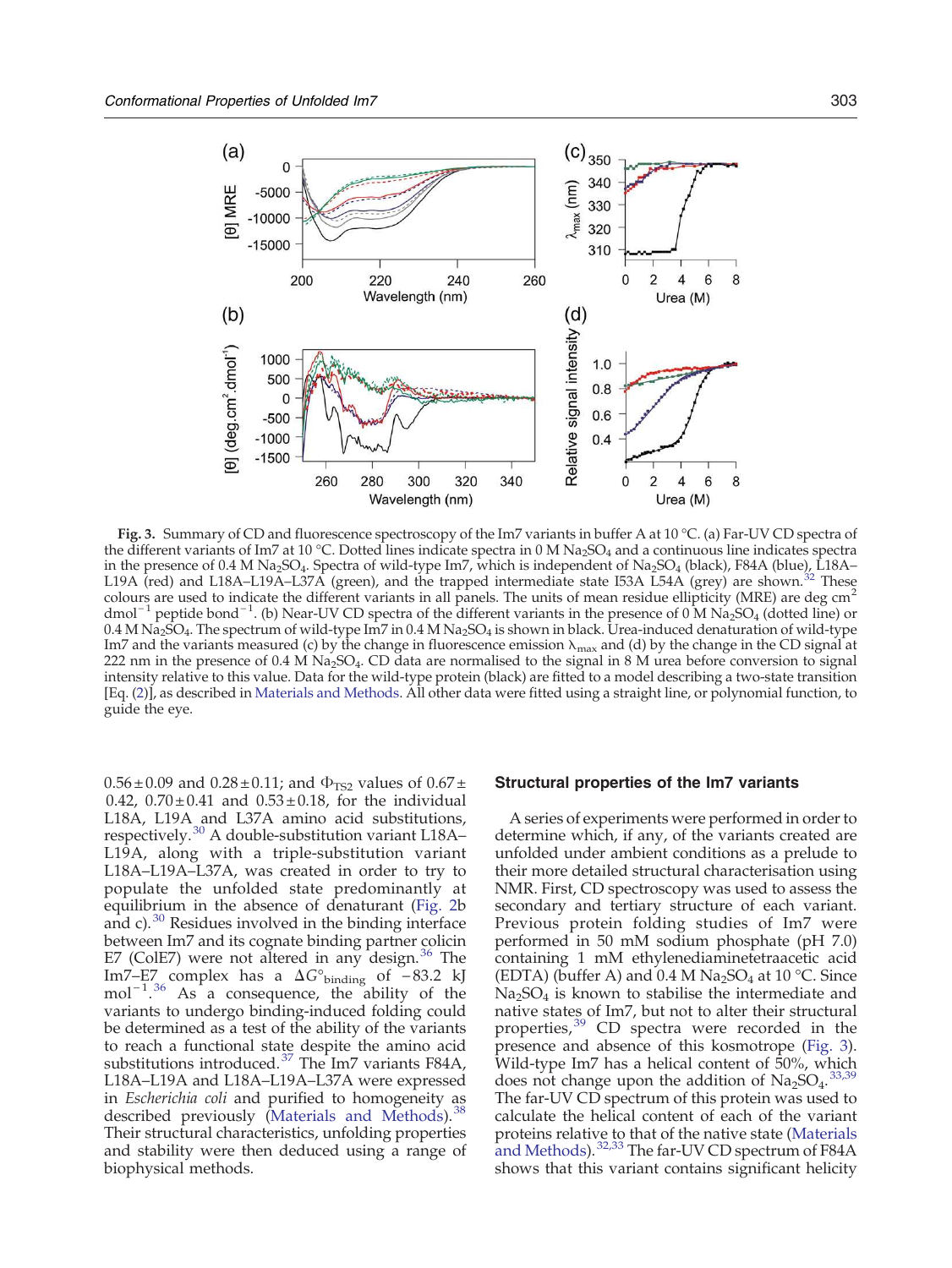**Fig. 3.** Summary of CD and fluorescence spectroscopy of the Im7 variants in buffer A at 10 °C. (a) Far-UV CD spectra of the different variants of Im7 at 10 °C. Dotted lines indicate spectra in 0 M $Na_2SO_4$ and a continuous line indicates spectra in the presence of 0.4 M $Na_2SO_4$. Spectra of wild-type Im7, which is independent of $Na_2SO_4$ (black), F84A (blue), L18A–L19A (red) and L18A–L19A–L37A (green), and the trapped intermediate state I53A L54A (grey) are shown.[32] These colours are used to indicate the different variants in all panels. The units of mean residue ellipticity (MRE) are deg $cm^2$ $dmol^{-1}$ peptide $bond^{-1}$. (b) Near-UV CD spectra of the different variants in the presence of 0 M $Na_2SO_4$ (dotted line) or 0.4 M $Na_2SO_4$. The spectrum of wild-type Im7 in 0.4 M $Na_2SO_4$ is shown in black. Urea-induced denaturation of wild-type Im7 and the variants measured (c) by the change in fluorescence emission $\lambda_{max}$ and (d) by the change in the CD signal at 222 nm in the presence of 0.4 M $Na_2SO_4$. CD data are normalised to the signal in 8 M urea before conversion to signal intensity relative to this value. Data for the wild-type protein (black) are fitted to a model describing a two-state transition [Eq. (2)], as described in Materials and Methods. All other data were fitted using a straight line, or polynomial function, to guide the eye.

0.56 ± 0.09 and 0.28 ± 0.11; and $\Phi_{TS2}$ values of 0.67 ± 0.42, 0.70 ± 0.41 and 0.53 ± 0.18, for the individual L18A, L19A and L37A amino acid substitutions, respectively.[30] A double-substitution variant L18A–L19A, along with a triple-substitution variant L18A–L19A–L37A, was created in order to try to populate the unfolded state predominantly at equilibrium in the absence of denaturant (Fig. 2b and c).[30] Residues involved in the binding interface between Im7 and its cognate binding partner colicin E7 (ColE7) were not altered in any design.[36] The Im7–E7 complex has a $\Delta G°_{binding}$ of −83.2 kJ $mol^{-1}$.[36] As a consequence, the ability of the variants to undergo binding-induced folding could be determined as a test of the ability of the variants to reach a functional state despite the amino acid substitutions introduced.[37] The Im7 variants F84A, L18A–L19A and L18A–L19A–L37A were expressed in *Escherichia coli* and purified to homogeneity as described previously (Materials and Methods).[38] Their structural characteristics, unfolding properties and stability were then deduced using a range of biophysical methods.

## Structural properties of the Im7 variants

A series of experiments were performed in order to determine which, if any, of the variants created are unfolded under ambient conditions as a prelude to their more detailed structural characterisation using NMR. First, CD spectroscopy was used to assess the secondary and tertiary structure of each variant. Previous protein folding studies of Im7 were performed in 50 mM sodium phosphate (pH 7.0) containing 1 mM ethylenediaminetetraacetic acid (EDTA) (buffer A) and 0.4 M $Na_2SO_4$ at 10 °C. Since $Na_2SO_4$ is known to stabilise the intermediate and native states of Im7, but not to alter their structural properties,[39] CD spectra were recorded in the presence and absence of this kosmotrope (Fig. 3). Wild-type Im7 has a helical content of 50%, which does not change upon the addition of $Na_2SO_4$.[33,39] The far-UV CD spectrum of this protein was used to calculate the helical content of each of the variant proteins relative to that of the native state (Materials and Methods).[32,33] The far-UV CD spectrum of F84A shows that this variant contains significant helicity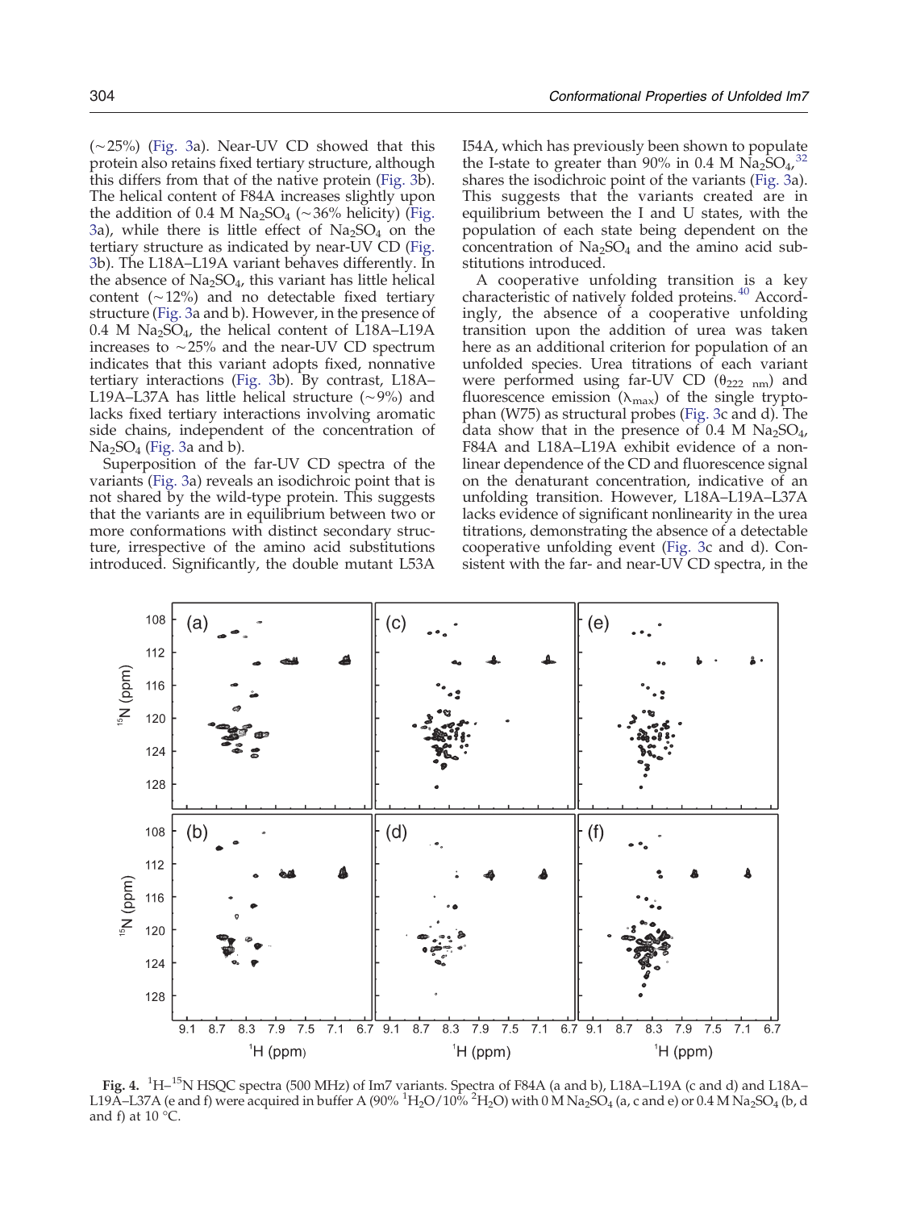(~25%) (Fig. 3a). Near-UV CD showed that this protein also retains fixed tertiary structure, although this differs from that of the native protein (Fig. 3b). The helical content of F84A increases slightly upon the addition of 0.4 M $Na_2SO_4$ (~36% helicity) (Fig. 3a), while there is little effect of $Na_2SO_4$ on the tertiary structure as indicated by near-UV CD (Fig. 3b). The L18A–L19A variant behaves differently. In the absence of $Na_2SO_4$, this variant has little helical content (~12%) and no detectable fixed tertiary structure (Fig. 3a and b). However, in the presence of 0.4 M $Na_2SO_4$, the helical content of L18A–L19A increases to ~25% and the near-UV CD spectrum indicates that this variant adopts fixed, nonnative tertiary interactions (Fig. 3b). By contrast, L18A–L19A–L37A has little helical structure (~9%) and lacks fixed tertiary interactions involving aromatic side chains, independent of the concentration of $Na_2SO_4$ (Fig. 3a and b).

Superposition of the far-UV CD spectra of the variants (Fig. 3a) reveals an isodichroic point that is not shared by the wild-type protein. This suggests that the variants are in equilibrium between two or more conformations with distinct secondary structure, irrespective of the amino acid substitutions introduced. Significantly, the double mutant L53A I54A, which has previously been shown to populate the I-state to greater than 90% in 0.4 M $Na_2SO_4$,[32] shares the isodichroic point of the variants (Fig. 3a). This suggests that the variants created are in equilibrium between the I and U states, with the population of each state being dependent on the concentration of $Na_2SO_4$ and the amino acid substitutions introduced.

A cooperative unfolding transition is a key characteristic of natively folded proteins.[40] Accordingly, the absence of a cooperative unfolding transition upon the addition of urea was taken here as an additional criterion for population of an unfolded species. Urea titrations of each variant were performed using far-UV CD ($\theta_{222\ nm}$) and fluorescence emission ($\lambda_{max}$) of the single tryptophan (W75) as structural probes (Fig. 3c and d). The data show that in the presence of 0.4 M $Na_2SO_4$, F84A and L18A–L19A exhibit evidence of a nonlinear dependence of the CD and fluorescence signal on the denaturant concentration, indicative of an unfolding transition. However, L18A–L19A–L37A lacks evidence of significant nonlinearity in the urea titrations, demonstrating the absence of a detectable cooperative unfolding event (Fig. 3c and d). Consistent with the far- and near-UV CD spectra, in the

**Fig. 4.** $^1H$–$^{15}N$ HSQC spectra (500 MHz) of Im7 variants. Spectra of F84A (a and b), L18A–L19A (c and d) and L18A–L19A–L37A (e and f) were acquired in buffer A (90% $^1H_2O$/10% $^2H_2O$) with 0 M $Na_2SO_4$ (a, c and e) or 0.4 M $Na_2SO_4$ (b, d and f) at 10 °C.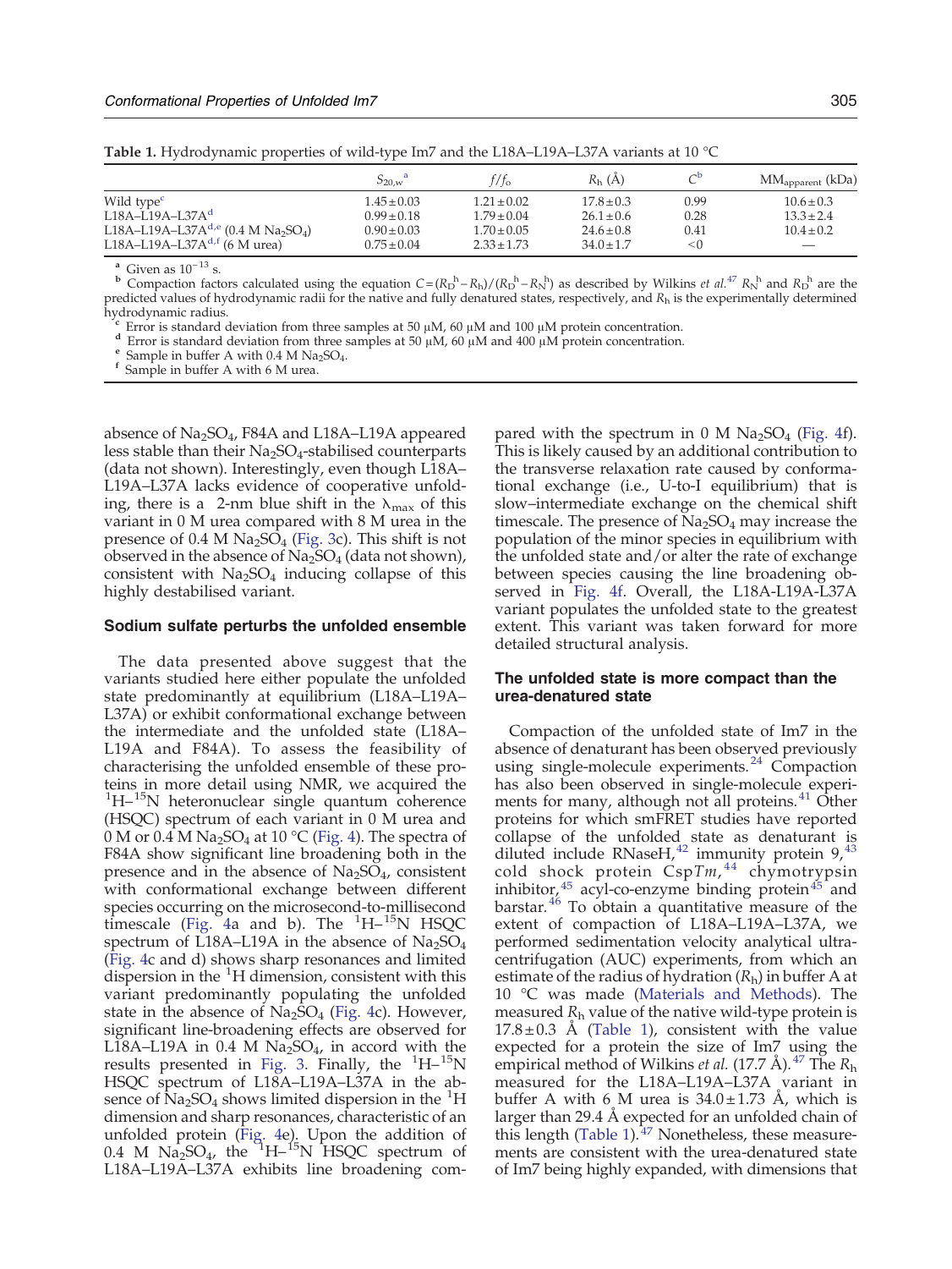**Table 1.** Hydrodynamic properties of wild-type Im7 and the L18A–L19A–L37A variants at 10 °C

| | $S_{20,w}$[a] | $f/f_o$ | $R_h$ (Å) | C[b] | $MM_{apparent}$ (kDa) |
|---|---|---|---|---|---|
| Wild type[c] | 1.45 ± 0.03 | 1.21 ± 0.02 | 17.8 ± 0.3 | 0.99 | 10.6 ± 0.3 |
| L18A–L19A–L37A[d] | 0.99 ± 0.18 | 1.79 ± 0.04 | 26.1 ± 0.6 | 0.28 | 13.3 ± 2.4 |
| L18A–L19A–L37A[d,e] (0.4 M $Na_2SO_4$) | 0.90 ± 0.03 | 1.70 ± 0.05 | 24.6 ± 0.8 | 0.41 | 10.4 ± 0.2 |
| L18A–L19A–L37A[d,f] (6 M urea) | 0.75 ± 0.04 | 2.33 ± 1.73 | 34.0 ± 1.7 | <0 | — |

[a] Given as $10^{-13}$ s.
[b] Compaction factors calculated using the equation $C = (R_D^h - R_h)/(R_D^h - R_N^h)$ as described by Wilkins *et al.*[47] $R_N^h$ and $R_D^h$ are the predicted values of hydrodynamic radii for the native and fully denatured states, respectively, and $R_h$ is the experimentally determined hydrodynamic radius.
[c] Error is standard deviation from three samples at 50 μM, 60 μM and 100 μM protein concentration.
[d] Error is standard deviation from three samples at 50 μM, 60 μM and 400 μM protein concentration.
[e] Sample in buffer A with 0.4 M $Na_2SO_4$.
[f] Sample in buffer A with 6 M urea.

absence of $Na_2SO_4$, F84A and L18A–L19A appeared less stable than their $Na_2SO_4$-stabilised counterparts (data not shown). Interestingly, even though L18A–L19A–L37A lacks evidence of cooperative unfolding, there is a 2-nm blue shift in the $\lambda_{max}$ of this variant in 0 M urea compared with 8 M urea in the presence of 0.4 M $Na_2SO_4$ (Fig. 3c). This shift is not observed in the absence of $Na_2SO_4$ (data not shown), consistent with $Na_2SO_4$ inducing collapse of this highly destabilised variant.

### Sodium sulfate perturbs the unfolded ensemble

The data presented above suggest that the variants studied here either populate the unfolded state predominantly at equilibrium (L18A–L19A–L37A) or exhibit conformational exchange between the intermediate and the unfolded state (L18A–L19A and F84A). To assess the feasibility of characterising the unfolded ensemble of these proteins in more detail using NMR, we acquired the $^1H$–$^{15}N$ heteronuclear single quantum coherence (HSQC) spectrum of each variant in 0 M urea and 0 M or 0.4 M $Na_2SO_4$ at 10 °C (Fig. 4). The spectra of F84A show significant line broadening both in the presence and in the absence of $Na_2SO_4$, consistent with conformational exchange between different species occurring on the microsecond-to-millisecond timescale (Fig. 4a and b). The $^1H$–$^{15}N$ HSQC spectrum of L18A–L19A in the absence of $Na_2SO_4$ (Fig. 4c and d) shows sharp resonances and limited dispersion in the $^1H$ dimension, consistent with this variant predominantly populating the unfolded state in the absence of $Na_2SO_4$ (Fig. 4c). However, significant line-broadening effects are observed for L18A–L19A in 0.4 M $Na_2SO_4$, in accord with the results presented in Fig. 3. Finally, the $^1H$–$^{15}N$ HSQC spectrum of L18A–L19A–L37A in the absence of $Na_2SO_4$ shows limited dispersion in the $^1H$ dimension and sharp resonances, characteristic of an unfolded protein (Fig. 4e). Upon the addition of 0.4 M $Na_2SO_4$, the $^1H$–$^{15}N$ HSQC spectrum of L18A–L19A–L37A exhibits line broadening compared with the spectrum in 0 M $Na_2SO_4$ (Fig. 4f). This is likely caused by an additional contribution to the transverse relaxation rate caused by conformational exchange (i.e., U-to-I equilibrium) that is slow–intermediate exchange on the chemical shift timescale. The presence of $Na_2SO_4$ may increase the population of the minor species in equilibrium with the unfolded state and/or alter the rate of exchange between species causing the line broadening observed in Fig. 4f. Overall, the L18A-L19A-L37A variant populates the unfolded state to the greatest extent. This variant was taken forward for more detailed structural analysis.

### The unfolded state is more compact than the urea-denatured state

Compaction of the unfolded state of Im7 in the absence of denaturant has been observed previously using single-molecule experiments.[24] Compaction has also been observed in single-molecule experiments for many, although not all proteins.[41] Other proteins for which smFRET studies have reported collapse of the unfolded state as denaturant is diluted include RNaseH,[42] immunity protein 9,[43] cold shock protein Csp*Tm*,[44] chymotrypsin inhibitor,[45] acyl-co-enzyme binding protein[45] and barstar.[46] To obtain a quantitative measure of the extent of compaction of L18A–L19A–L37A, we performed sedimentation velocity analytical ultracentrifugation (AUC) experiments, from which an estimate of the radius of hydration ($R_h$) in buffer A at 10 °C was made (Materials and Methods). The measured $R_h$ value of the native wild-type protein is 17.8 ± 0.3 Å (Table 1), consistent with the value expected for a protein the size of Im7 using the empirical method of Wilkins *et al.* (17.7 Å).[47] The $R_h$ measured for the L18A–L19A–L37A variant in buffer A with 6 M urea is 34.0 ± 1.73 Å, which is larger than 29.4 Å expected for an unfolded chain of this length (Table 1).[47] Nonetheless, these measurements are consistent with the urea-denatured state of Im7 being highly expanded, with dimensions that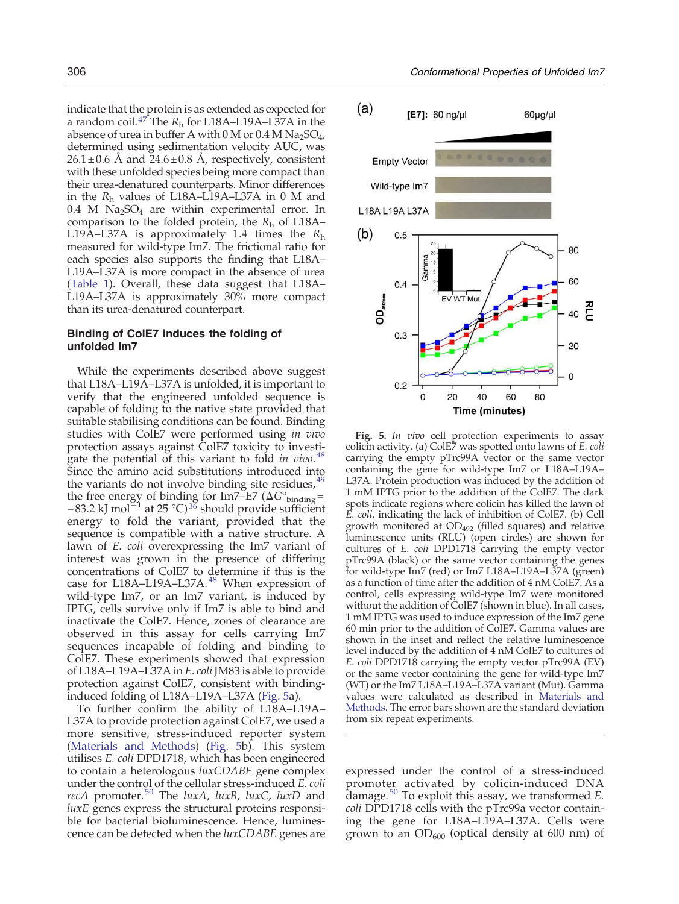indicate that the protein is as extended as expected for a random coil.[47] The $R_h$ for L18A–L19A–L37A in the absence of urea in buffer A with 0 M or 0.4 M $Na_2SO_4$, determined using sedimentation velocity AUC, was 26.1±0.6 Å and 24.6±0.8 Å, respectively, consistent with these unfolded species being more compact than their urea-denatured counterparts. Minor differences in the $R_h$ values of L18A–L19A–L37A in 0 M and 0.4 M $Na_2SO_4$ are within experimental error. In comparison to the folded protein, the $R_h$ of L18A–L19A–L37A is approximately 1.4 times the $R_h$ measured for wild-type Im7. The frictional ratio for each species also supports the finding that L18A–L19A–L37A is more compact in the absence of urea (Table 1). Overall, these data suggest that L18A–L19A–L37A is approximately 30% more compact than its urea-denatured counterpart.

### Binding of ColE7 induces the folding of unfolded Im7

While the experiments described above suggest that L18A–L19A–L37A is unfolded, it is important to verify that the engineered unfolded sequence is capable of folding to the native state provided that suitable stabilising conditions can be found. Binding studies with ColE7 were performed using *in vivo* protection assays against ColE7 toxicity to investigate the potential of this variant to fold *in vivo*.[48] Since the amino acid substitutions introduced into the variants do not involve binding site residues,[49] the free energy of binding for Im7–E7 ($\Delta G^{\circ}_{binding}$ = −83.2 kJ $mol^{-1}$ at 25 °C)[36] should provide sufficient energy to fold the variant, provided that the sequence is compatible with a native structure. A lawn of *E. coli* overexpressing the Im7 variant of interest was grown in the presence of differing concentrations of ColE7 to determine if this is the case for L18A–L19A–L37A.[48] When expression of wild-type Im7, or an Im7 variant, is induced by IPTG, cells survive only if Im7 is able to bind and inactivate the ColE7. Hence, zones of clearance are observed in this assay for cells carrying Im7 sequences incapable of folding and binding to ColE7. These experiments showed that expression of L18A–L19A–L37A in *E. coli* JM83 is able to provide protection against ColE7, consistent with binding-induced folding of L18A–L19A–L37A (Fig. 5a).

To further confirm the ability of L18A–L19A–L37A to provide protection against ColE7, we used a more sensitive, stress-induced reporter system (Materials and Methods) (Fig. 5b). This system utilises *E. coli* DPD1718, which has been engineered to contain a heterologous *luxCDABE* gene complex under the control of the cellular stress-induced *E. coli recA* promoter.[50] The *luxA*, *luxB*, *luxC*, *luxD* and *luxE* genes express the structural proteins responsible for bacterial bioluminescence. Hence, luminescence can be detected when the *luxCDABE* genes are expressed under the control of a stress-induced promoter activated by colicin-induced DNA damage.[50] To exploit this assay, we transformed *E. coli* DPD1718 cells with the pTrc99a vector containing the gene for L18A–L19A–L37A. Cells were grown to an $OD_{600}$ (optical density at 600 nm) of

**Fig. 5.** *In vivo* cell protection experiments to assay colicin activity. (a) ColE7 was spotted onto lawns of *E. coli* carrying the empty pTrc99A vector or the same vector containing the gene for wild-type Im7 or L18A–L19A–L37A. Protein production was induced by the addition of 1 mM IPTG prior to the addition of the ColE7. The dark spots indicate regions where colicin has killed the lawn of *E. coli*, indicating the lack of inhibition of ColE7. (b) Cell growth monitored at $OD_{492}$ (filled squares) and relative luminescence units (RLU) (open circles) are shown for cultures of *E. coli* DPD1718 carrying the empty vector pTrc99A (black) or the same vector containing the genes for wild-type Im7 (red) or Im7 L18A–L19A–L37A (green) as a function of time after the addition of 4 nM ColE7. As a control, cells expressing wild-type Im7 were monitored without the addition of ColE7 (shown in blue). In all cases, 1 mM IPTG was used to induce expression of the Im7 gene 60 min prior to the addition of ColE7. Gamma values are shown in the inset and reflect the relative luminescence level induced by the addition of 4 nM ColE7 to cultures of *E. coli* DPD1718 carrying the empty vector pTrc99A (EV) or the same vector containing the gene for wild-type Im7 (WT) or the Im7 L18A–L19A–L37A variant (Mut). Gamma values were calculated as described in Materials and Methods. The error bars shown are the standard deviation from six repeat experiments.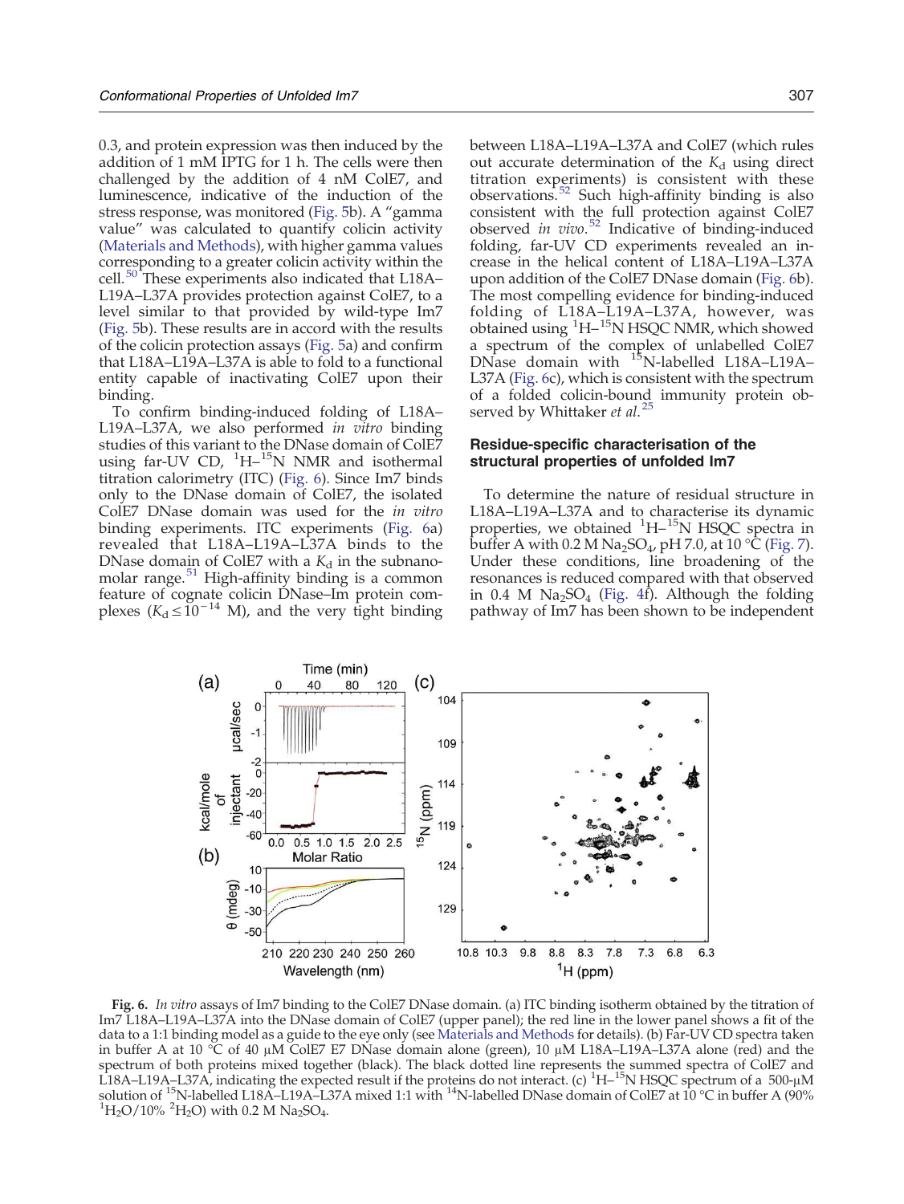0.3, and protein expression was then induced by the addition of 1 mM IPTG for 1 h. The cells were then challenged by the addition of 4 nM ColE7, and luminescence, indicative of the induction of the stress response, was monitored (Fig. 5b). A "gamma value" was calculated to quantify colicin activity (Materials and Methods), with higher gamma values corresponding to a greater colicin activity within the cell.[50] These experiments also indicated that L18A–L19A–L37A provides protection against ColE7, to a level similar to that provided by wild-type Im7 (Fig. 5b). These results are in accord with the results of the colicin protection assays (Fig. 5a) and confirm that L18A–L19A–L37A is able to fold to a functional entity capable of inactivating ColE7 upon their binding.

To confirm binding-induced folding of L18A–L19A–L37A, we also performed *in vitro* binding studies of this variant to the DNase domain of ColE7 using far-UV CD, $^{1}$H–$^{15}$N NMR and isothermal titration calorimetry (ITC) (Fig. 6). Since Im7 binds only to the DNase domain of ColE7, the isolated ColE7 DNase domain was used for the *in vitro* binding experiments. ITC experiments (Fig. 6a) revealed that L18A–L19A–L37A binds to the DNase domain of ColE7 with a $K_d$ in the subnanomolar range.[51] High-affinity binding is a common feature of cognate colicin DNase–Im protein complexes ($K_d \leq 10^{-14}$ M), and the very tight binding between L18A–L19A–L37A and ColE7 (which rules out accurate determination of the $K_d$ using direct titration experiments) is consistent with these observations.[52] Such high-affinity binding is also consistent with the full protection against ColE7 observed *in vivo*.[52] Indicative of binding-induced folding, far-UV CD experiments revealed an increase in the helical content of L18A–L19A–L37A upon addition of the ColE7 DNase domain (Fig. 6b). The most compelling evidence for binding-induced folding of L18A–L19A–L37A, however, was obtained using $^{1}$H–$^{15}$N HSQC NMR, which showed a spectrum of the complex of unlabelled ColE7 DNase domain with $^{15}$N-labelled L18A–L19A–L37A (Fig. 6c), which is consistent with the spectrum of a folded colicin-bound immunity protein observed by Whittaker *et al.*[25]

## Residue-specific characterisation of the structural properties of unfolded Im7

To determine the nature of residual structure in L18A–L19A–L37A and to characterise its dynamic properties, we obtained $^{1}$H–$^{15}$N HSQC spectra in buffer A with 0.2 M $Na_2SO_4$, pH 7.0, at 10 °C (Fig. 7). Under these conditions, line broadening of the resonances is reduced compared with that observed in 0.4 M $Na_2SO_4$ (Fig. 4f). Although the folding pathway of Im7 has been shown to be independent

**Fig. 6.** *In vitro* assays of Im7 binding to the ColE7 DNase domain. (a) ITC binding isotherm obtained by the titration of Im7 L18A–L19A–L37A into the DNase domain of ColE7 (upper panel); the red line in the lower panel shows a fit of the data to a 1:1 binding model as a guide to the eye only (see Materials and Methods for details). (b) Far-UV CD spectra taken in buffer A at 10 °C of 40 μM ColE7 E7 DNase domain alone (green), 10 μM L18A–L19A–L37A alone (red) and the spectrum of both proteins mixed together (black). The black dotted line represents the summed spectra of ColE7 and L18A–L19A–L37A, indicating the expected result if the proteins do not interact. (c) $^{1}$H–$^{15}$N HSQC spectrum of a 500-μM solution of $^{15}$N-labelled L18A–L19A–L37A mixed 1:1 with $^{14}$N-labelled DNase domain of ColE7 at 10 °C in buffer A (90% $^{1}H_2O$/10% $^{2}H_2O$) with 0.2 M $Na_2SO_4$.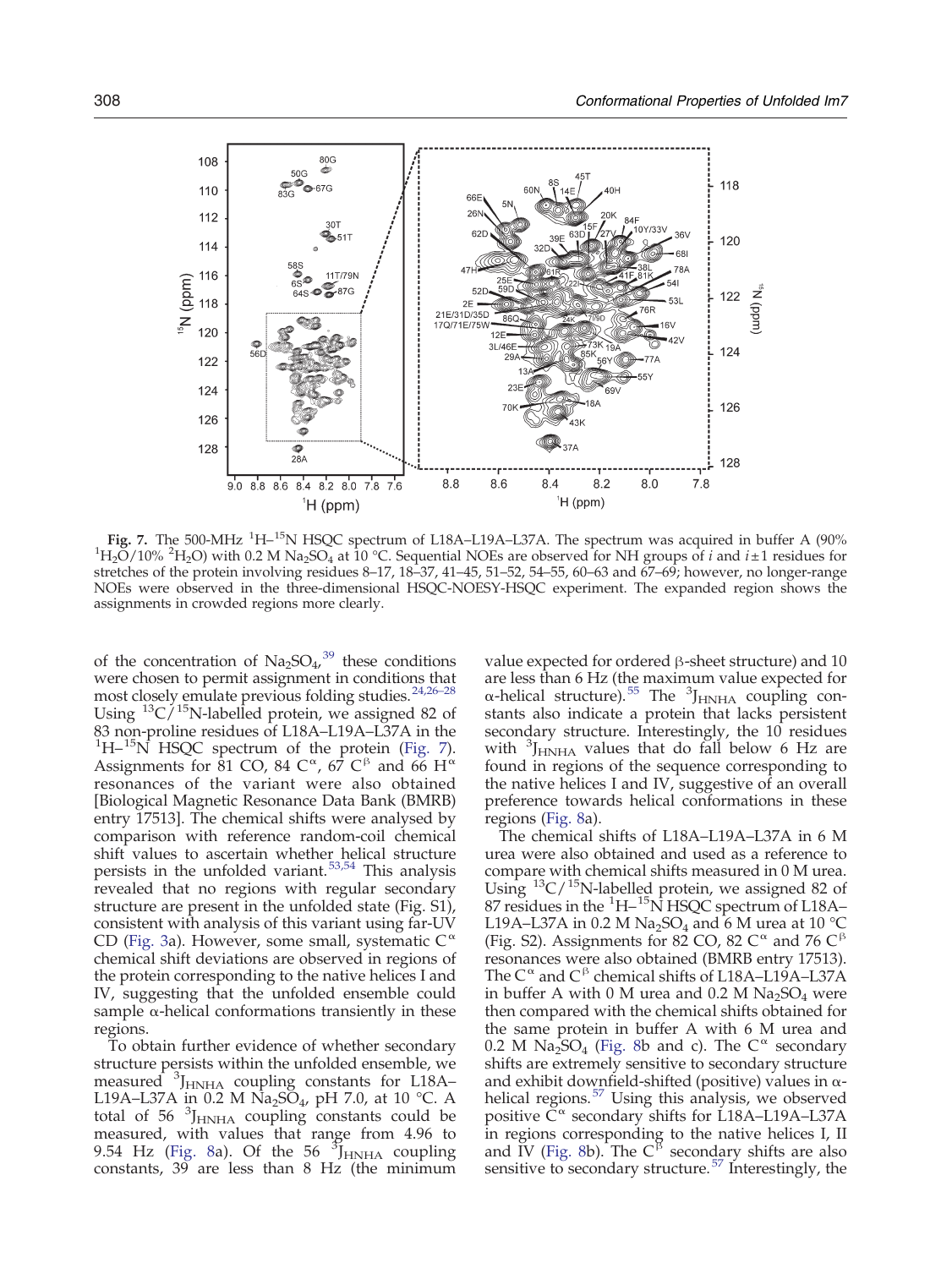**Fig. 7.** The 500-MHz $^1$H–$^{15}$N HSQC spectrum of L18A–L19A–L37A. The spectrum was acquired in buffer A (90% $^1H_2O$/10% $^2H_2O$) with 0.2 M $Na_2SO_4$ at 10 °C. Sequential NOEs are observed for NH groups of *i* and *i* ±1 residues for stretches of the protein involving residues 8–17, 18–37, 41–45, 51–52, 54–55, 60–63 and 67–69; however, no longer-range NOEs were observed in the three-dimensional HSQC-NOESY-HSQC experiment. The expanded region shows the assignments in crowded regions more clearly.

of the concentration of $Na_2SO_4$,[39] these conditions were chosen to permit assignment in conditions that most closely emulate previous folding studies.[24,26–28] Using $^{13}$C/$^{15}$N-labelled protein, we assigned 82 of 83 non-proline residues of L18A–L19A–L37A in the $^1$H–$^{15}$N HSQC spectrum of the protein (Fig. 7). Assignments for 81 CO, 84 C$^{\alpha}$, 67 C$^{\beta}$ and 66 H$^{\alpha}$ resonances of the variant were also obtained [Biological Magnetic Resonance Data Bank (BMRB) entry 17513]. The chemical shifts were analysed by comparison with reference random-coil chemical shift values to ascertain whether helical structure persists in the unfolded variant.[53,54] This analysis revealed that no regions with regular secondary structure are present in the unfolded state (Fig. S1), consistent with analysis of this variant using far-UV CD (Fig. 3a). However, some small, systematic C$^{\alpha}$ chemical shift deviations are observed in regions of the protein corresponding to the native helices I and IV, suggesting that the unfolded ensemble could sample α-helical conformations transiently in these regions.

To obtain further evidence of whether secondary structure persists within the unfolded ensemble, we measured $^3J_{HNHA}$ coupling constants for L18A–L19A–L37A in 0.2 M $Na_2SO_4$, pH 7.0, at 10 °C. A total of 56 $^3J_{HNHA}$ coupling constants could be measured, with values that range from 4.96 to 9.54 Hz (Fig. 8a). Of the 56 $^3J_{HNHA}$ coupling constants, 39 are less than 8 Hz (the minimum value expected for ordered β-sheet structure) and 10 are less than 6 Hz (the maximum value expected for α-helical structure).[55] The $^3J_{HNHA}$ coupling constants also indicate a protein that lacks persistent secondary structure. Interestingly, the 10 residues with $^3J_{HNHA}$ values that do fall below 6 Hz are found in regions of the sequence corresponding to the native helices I and IV, suggestive of an overall preference towards helical conformations in these regions (Fig. 8a).

The chemical shifts of L18A–L19A–L37A in 6 M urea were also obtained and used as a reference to compare with chemical shifts measured in 0 M urea. Using $^{13}$C/$^{15}$N-labelled protein, we assigned 82 of 87 residues in the $^1$H–$^{15}$N HSQC spectrum of L18A–L19A–L37A in 0.2 M $Na_2SO_4$ and 6 M urea at 10 °C (Fig. S2). Assignments for 82 CO, 82 C$^{\alpha}$ and 76 C$^{\beta}$ resonances were also obtained (BMRB entry 17513). The C$^{\alpha}$ and C$^{\beta}$ chemical shifts of L18A–L19A–L37A in buffer A with 0 M urea and 0.2 M $Na_2SO_4$ were then compared with the chemical shifts obtained for the same protein in buffer A with 6 M urea and 0.2 M $Na_2SO_4$ (Fig. 8b and c). The C$^{\alpha}$ secondary shifts are extremely sensitive to secondary structure and exhibit downfield-shifted (positive) values in α-helical regions.[57] Using this analysis, we observed positive C$^{\alpha}$ secondary shifts for L18A–L19A–L37A in regions corresponding to the native helices I, II and IV (Fig. 8b). The C$^{\beta}$ secondary shifts are also sensitive to secondary structure.[57] Interestingly, the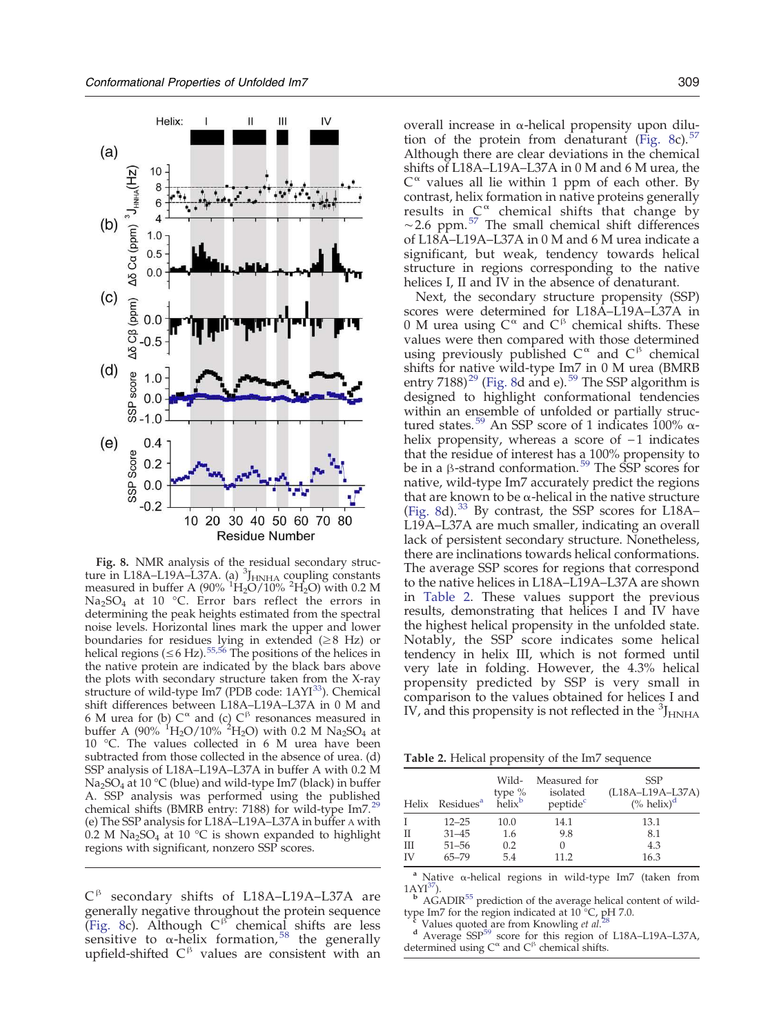**Fig. 8.** NMR analysis of the residual secondary structure in L18A–L19A–L37A. (a) $^{3}J_{HNHA}$ coupling constants measured in buffer A (90% $^{1}H_2O$/10% $^{2}H_2O$) with 0.2 M $Na_2SO_4$ at 10 °C. Error bars reflect the errors in determining the peak heights estimated from the spectral noise levels. Horizontal lines mark the upper and lower boundaries for residues lying in extended (≥8 Hz) or helical regions (≤6 Hz).[55,56] The positions of the helices in the native protein are indicated by the black bars above the plots with secondary structure taken from the X-ray structure of wild-type Im7 (PDB code: 1AYI[33]). Chemical shift differences between L18A–L19A–L37A in 0 M and 6 M urea for (b) $C^{\alpha}$ and (c) $C^{\beta}$ resonances measured in buffer A (90% $^{1}H_2O$/10% $^{2}H_2O$) with 0.2 M $Na_2SO_4$ at 10 °C. The values collected in 6 M urea have been subtracted from those collected in the absence of urea. (d) SSP analysis of L18A–L19A–L37A in buffer A with 0.2 M $Na_2SO_4$ at 10 °C (blue) and wild-type Im7 (black) in buffer A. SSP analysis was performed using the published chemical shifts (BMRB entry: 7188) for wild-type Im7.[29] (e) The SSP analysis for L18A–L19A–L37A in buffer A with 0.2 M $Na_2SO_4$ at 10 °C is shown expanded to highlight regions with significant, nonzero SSP scores.

$C^{\beta}$ secondary shifts of L18A–L19A–L37A are generally negative throughout the protein sequence (Fig. 8c). Although $C^{\beta}$ chemical shifts are less sensitive to α-helix formation,[58] the generally upfield-shifted $C^{\beta}$ values are consistent with an overall increase in α-helical propensity upon dilution of the protein from denaturant (Fig. 8c).[57] Although there are clear deviations in the chemical shifts of L18A–L19A–L37A in 0 M and 6 M urea, the $C^{\alpha}$ values all lie within 1 ppm of each other. By contrast, helix formation in native proteins generally results in $C^{\alpha}$ chemical shifts that change by ~2.6 ppm.[57] The small chemical shift differences of L18A–L19A–L37A in 0 M and 6 M urea indicate a significant, but weak, tendency towards helical structure in regions corresponding to the native helices I, II and IV in the absence of denaturant.

Next, the secondary structure propensity (SSP) scores were determined for L18A–L19A–L37A in 0 M urea using $C^{\alpha}$ and $C^{\beta}$ chemical shifts. These values were then compared with those determined using previously published $C^{\alpha}$ and $C^{\beta}$ chemical shifts for native wild-type Im7 in 0 M urea (BMRB entry 7188)[29] (Fig. 8d and e).[59] The SSP algorithm is designed to highlight conformational tendencies within an ensemble of unfolded or partially structured states.[59] An SSP score of 1 indicates 100% α-helix propensity, whereas a score of −1 indicates that the residue of interest has a 100% propensity to be in a β-strand conformation.[59] The SSP scores for native, wild-type Im7 accurately predict the regions that are known to be α-helical in the native structure (Fig. 8d).[33] By contrast, the SSP scores for L18A–L19A–L37A are much smaller, indicating an overall lack of persistent secondary structure. Nonetheless, there are inclinations towards helical conformations. The average SSP scores for regions that correspond to the native helices in L18A–L19A–L37A are shown in Table 2. These values support the previous results, demonstrating that helices I and IV have the highest helical propensity in the unfolded state. Notably, the SSP score indicates some helical tendency in helix III, which is not formed until very late in folding. However, the 4.3% helical propensity predicted by SSP is very small in comparison to the values obtained for helices I and IV, and this propensity is not reflected in the $^{3}J_{HNHA}$

**Table 2.** Helical propensity of the Im7 sequence

| Helix | Residues[a] | Wild-type % helix[b] | Measured for isolated peptide[c] | SSP (L18A–L19A–L37A) (% helix)[d] |
|---|---|---|---|---|
| I | 12–25 | 10.0 | 14.1 | 13.1 |
| II | 31–45 | 1.6 | 9.8 | 8.1 |
| III | 51–56 | 0.2 | 0 | 4.3 |
| IV | 65–79 | 5.4 | 11.2 | 16.3 |

[a] Native α-helical regions in wild-type Im7 (taken from 1AYI[37]).
[b] AGADIR[55] prediction of the average helical content of wild-type Im7 for the region indicated at 10 °C, pH 7.0.
[c] Values quoted are from Knowling *et al*.[28]
[d] Average SSP[59] score for this region of L18A–L19A–L37A, determined using $C^{\alpha}$ and $C^{\beta}$ chemical shifts.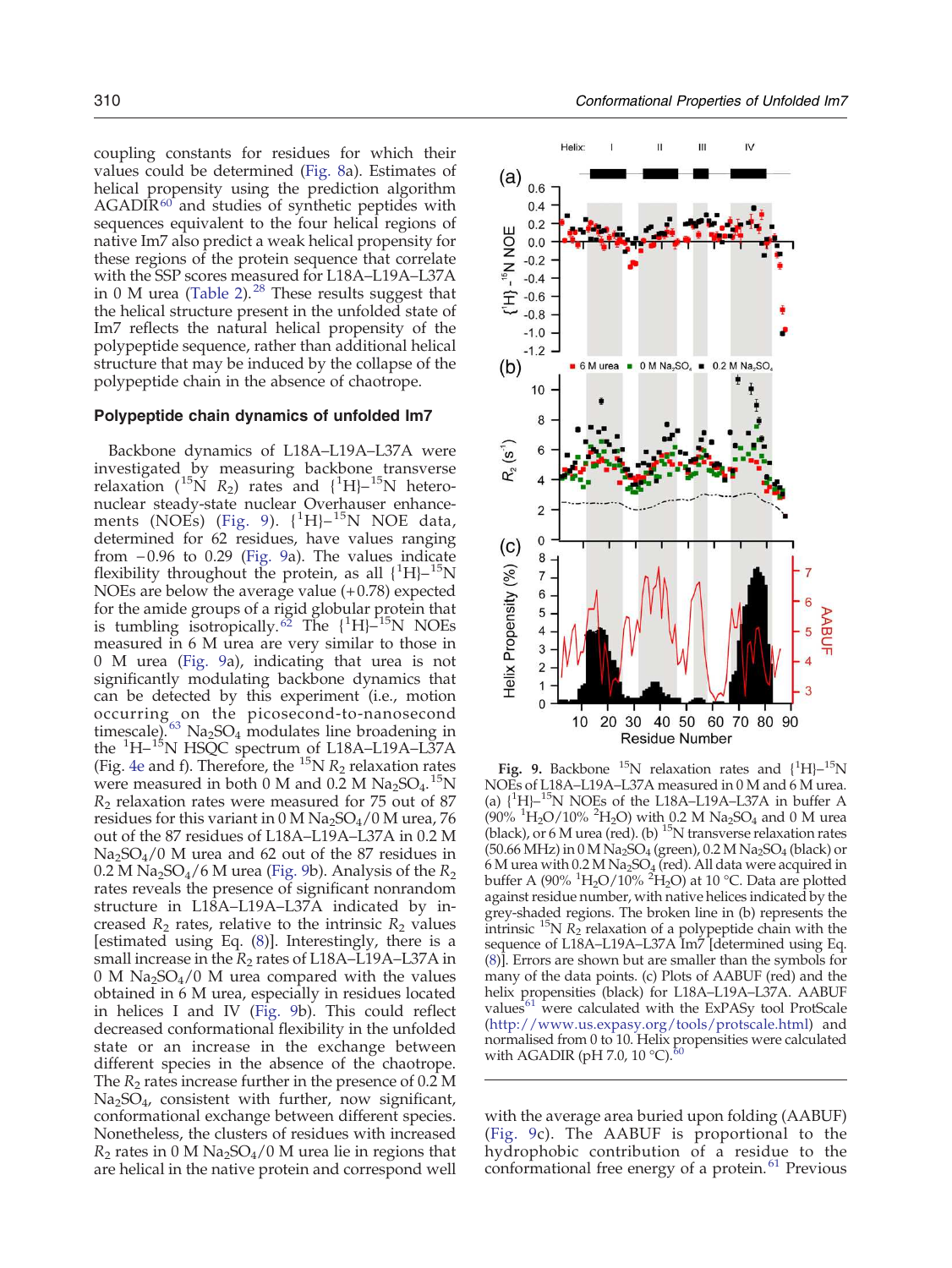coupling constants for residues for which their values could be determined (Fig. 8a). Estimates of helical propensity using the prediction algorithm AGADIR[60] and studies of synthetic peptides with sequences equivalent to the four helical regions of native Im7 also predict a weak helical propensity for these regions of the protein sequence that correlate with the SSP scores measured for L18A–L19A–L37A in 0 M urea (Table 2).[28] These results suggest that the helical structure present in the unfolded state of Im7 reflects the natural helical propensity of the polypeptide sequence, rather than additional helical structure that may be induced by the collapse of the polypeptide chain in the absence of chaotrope.

### Polypeptide chain dynamics of unfolded Im7

Backbone dynamics of L18A–L19A–L37A were investigated by measuring backbone transverse relaxation ($^{15}N$ $R_2$) rates and $\{^1H\}$–$^{15}N$ heteronuclear steady-state nuclear Overhauser enhancements (NOEs) (Fig. 9). $\{^1H\}$–$^{15}N$ NOE data, determined for 62 residues, have values ranging from −0.96 to 0.29 (Fig. 9a). The values indicate flexibility throughout the protein, as all $\{^1H\}$–$^{15}N$ NOEs are below the average value (+0.78) expected for the amide groups of a rigid globular protein that is tumbling isotropically.[62] The $\{^1H\}$–$^{15}N$ NOEs measured in 6 M urea are very similar to those in 0 M urea (Fig. 9a), indicating that urea is not significantly modulating backbone dynamics that can be detected by this experiment (i.e., motion occurring on the picosecond-to-nanosecond timescale).[63] $Na_2SO_4$ modulates line broadening in the $^1H$–$^{15}N$ HSQC spectrum of L18A–L19A–L37A (Fig. 4e and f). Therefore, the $^{15}N$ $R_2$ relaxation rates were measured in both 0 M and 0.2 M $Na_2SO_4$. $^{15}N$ $R_2$ relaxation rates were measured for 75 out of 87 residues for this variant in 0 M $Na_2SO_4$/0 M urea, 76 out of the 87 residues of L18A–L19A–L37A in 0.2 M $Na_2SO_4$/0 M urea and 62 out of the 87 residues in 0.2 M $Na_2SO_4$/6 M urea (Fig. 9b). Analysis of the $R_2$ rates reveals the presence of significant nonrandom structure in L18A–L19A–L37A indicated by increased $R_2$ rates, relative to the intrinsic $R_2$ values [estimated using Eq. (8)]. Interestingly, there is a small increase in the $R_2$ rates of L18A–L19A–L37A in 0 M $Na_2SO_4$/0 M urea compared with the values obtained in 6 M urea, especially in residues located in helices I and IV (Fig. 9b). This could reflect decreased conformational flexibility in the unfolded state or an increase in the exchange between different species in the absence of the chaotrope. The $R_2$ rates increase further in the presence of 0.2 M $Na_2SO_4$, consistent with further, now significant, conformational exchange between different species. Nonetheless, the clusters of residues with increased $R_2$ rates in 0 M $Na_2SO_4$/0 M urea lie in regions that are helical in the native protein and correspond well

**Fig. 9.** Backbone $^{15}N$ relaxation rates and $\{^1H\}$–$^{15}N$ NOEs of L18A–L19A–L37A measured in 0 M and 6 M urea. (a) $\{^1H\}$–$^{15}N$ NOEs of the L18A–L19A–L37A in buffer A (90% $^1H_2O$/10% $^2H_2O$) with 0.2 M $Na_2SO_4$ and 0 M urea (black), or 6 M urea (red). (b) $^{15}N$ transverse relaxation rates (50.66 MHz) in 0 M $Na_2SO_4$ (green), 0.2 M $Na_2SO_4$ (black) or 6 M urea with 0.2 M $Na_2SO_4$ (red). All data were acquired in buffer A (90% $^1H_2O$/10% $^2H_2O$) at 10 °C. Data are plotted against residue number, with native helices indicated by the grey-shaded regions. The broken line in (b) represents the intrinsic $^{15}N$ $R_2$ relaxation of a polypeptide chain with the sequence of L18A–L19A–L37A Im7 [determined using Eq. (8)]. Errors are shown but are smaller than the symbols for many of the data points. (c) Plots of AABUF (red) and the helix propensities (black) for L18A–L19A–L37A. AABUF values[61] were calculated with the ExPASy tool ProtScale (http://www.us.expasy.org/tools/protscale.html) and normalised from 0 to 10. Helix propensities were calculated with AGADIR (pH 7.0, 10 °C).[60]

with the average area buried upon folding (AABUF) (Fig. 9c). The AABUF is proportional to the hydrophobic contribution of a residue to the conformational free energy of a protein.[61] Previous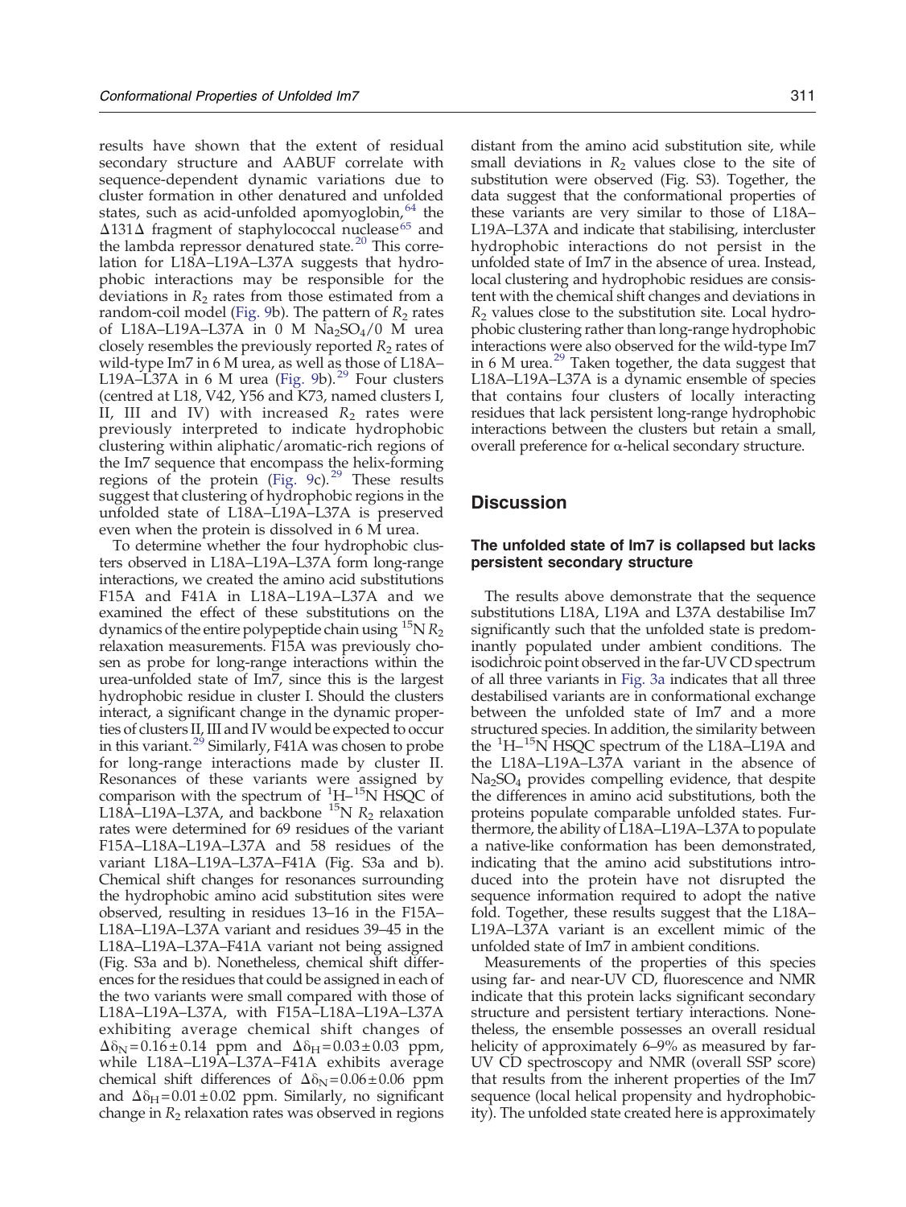results have shown that the extent of residual secondary structure and AABUF correlate with sequence-dependent dynamic variations due to cluster formation in other denatured and unfolded states, such as acid-unfolded apomyoglobin,[64] the Δ131Δ fragment of staphylococcal nuclease[65] and the lambda repressor denatured state.[20] This correlation for L18A–L19A–L37A suggests that hydrophobic interactions may be responsible for the deviations in $R_2$ rates from those estimated from a random-coil model (Fig. 9b). The pattern of $R_2$ rates of L18A–L19A–L37A in 0 M $Na_2SO_4$/0 M urea closely resembles the previously reported $R_2$ rates of wild-type Im7 in 6 M urea, as well as those of L18A–L19A–L37A in 6 M urea (Fig. 9b).[29] Four clusters (centred at L18, V42, Y56 and K73, named clusters I, II, III and IV) with increased $R_2$ rates were previously interpreted to indicate hydrophobic clustering within aliphatic/aromatic-rich regions of the Im7 sequence that encompass the helix-forming regions of the protein (Fig. 9c).[29] These results suggest that clustering of hydrophobic regions in the unfolded state of L18A–L19A–L37A is preserved even when the protein is dissolved in 6 M urea.

To determine whether the four hydrophobic clusters observed in L18A–L19A–L37A form long-range interactions, we created the amino acid substitutions F15A and F41A in L18A–L19A–L37A and we examined the effect of these substitutions on the dynamics of the entire polypeptide chain using $^{15}N$ $R_2$ relaxation measurements. F15A was previously chosen as probe for long-range interactions within the urea-unfolded state of Im7, since this is the largest hydrophobic residue in cluster I. Should the clusters interact, a significant change in the dynamic properties of clusters II, III and IV would be expected to occur in this variant.[29] Similarly, F41A was chosen to probe for long-range interactions made by cluster II. Resonances of these variants were assigned by comparison with the spectrum of $^{1}H$–$^{15}N$ HSQC of L18A–L19A–L37A, and backbone $^{15}N$ $R_2$ relaxation rates were determined for 69 residues of the variant F15A–L18A–L19A–L37A and 58 residues of the variant L18A–L19A–L37A–F41A (Fig. S3a and b). Chemical shift changes for resonances surrounding the hydrophobic amino acid substitution sites were observed, resulting in residues 13–16 in the F15A–L18A–L19A–L37A variant and residues 39–45 in the L18A–L19A–L37A–F41A variant not being assigned (Fig. S3a and b). Nonetheless, chemical shift differences for the residues that could be assigned in each of the two variants were small compared with those of L18A–L19A–L37A, with F15A–L18A–L19A–L37A exhibiting average chemical shift changes of $\Delta\delta_N = 0.16 \pm 0.14$ ppm and $\Delta\delta_H = 0.03 \pm 0.03$ ppm, while L18A–L19A–L37A–F41A exhibits average chemical shift differences of $\Delta\delta_N = 0.06 \pm 0.06$ ppm and $\Delta\delta_H = 0.01 \pm 0.02$ ppm. Similarly, no significant change in $R_2$ relaxation rates was observed in regions distant from the amino acid substitution site, while small deviations in $R_2$ values close to the site of substitution were observed (Fig. S3). Together, the data suggest that the conformational properties of these variants are very similar to those of L18A–L19A–L37A and indicate that stabilising, intercluster hydrophobic interactions do not persist in the unfolded state of Im7 in the absence of urea. Instead, local clustering and hydrophobic residues are consistent with the chemical shift changes and deviations in $R_2$ values close to the substitution site. Local hydrophobic clustering rather than long-range hydrophobic interactions were also observed for the wild-type Im7 in 6 M urea.[29] Taken together, the data suggest that L18A–L19A–L37A is a dynamic ensemble of species that contains four clusters of locally interacting residues that lack persistent long-range hydrophobic interactions between the clusters but retain a small, overall preference for α-helical secondary structure.

## Discussion

### The unfolded state of Im7 is collapsed but lacks persistent secondary structure

The results above demonstrate that the sequence substitutions L18A, L19A and L37A destabilise Im7 significantly such that the unfolded state is predominantly populated under ambient conditions. The isodichroic point observed in the far-UV CD spectrum of all three variants in Fig. 3a indicates that all three destabilised variants are in conformational exchange between the unfolded state of Im7 and a more structured species. In addition, the similarity between the $^{1}H$–$^{15}N$ HSQC spectrum of the L18A–L19A and the L18A–L19A–L37A variant in the absence of $Na_2SO_4$ provides compelling evidence, that despite the differences in amino acid substitutions, both the proteins populate comparable unfolded states. Furthermore, the ability of L18A–L19A–L37A to populate a native-like conformation has been demonstrated, indicating that the amino acid substitutions introduced into the protein have not disrupted the sequence information required to adopt the native fold. Together, these results suggest that the L18A–L19A–L37A variant is an excellent mimic of the unfolded state of Im7 in ambient conditions.

Measurements of the properties of this species using far- and near-UV CD, fluorescence and NMR indicate that this protein lacks significant secondary structure and persistent tertiary interactions. Nonetheless, the ensemble possesses an overall residual helicity of approximately 6–9% as measured by far-UV CD spectroscopy and NMR (overall SSP score) that results from the inherent properties of the Im7 sequence (local helical propensity and hydrophobicity). The unfolded state created here is approximately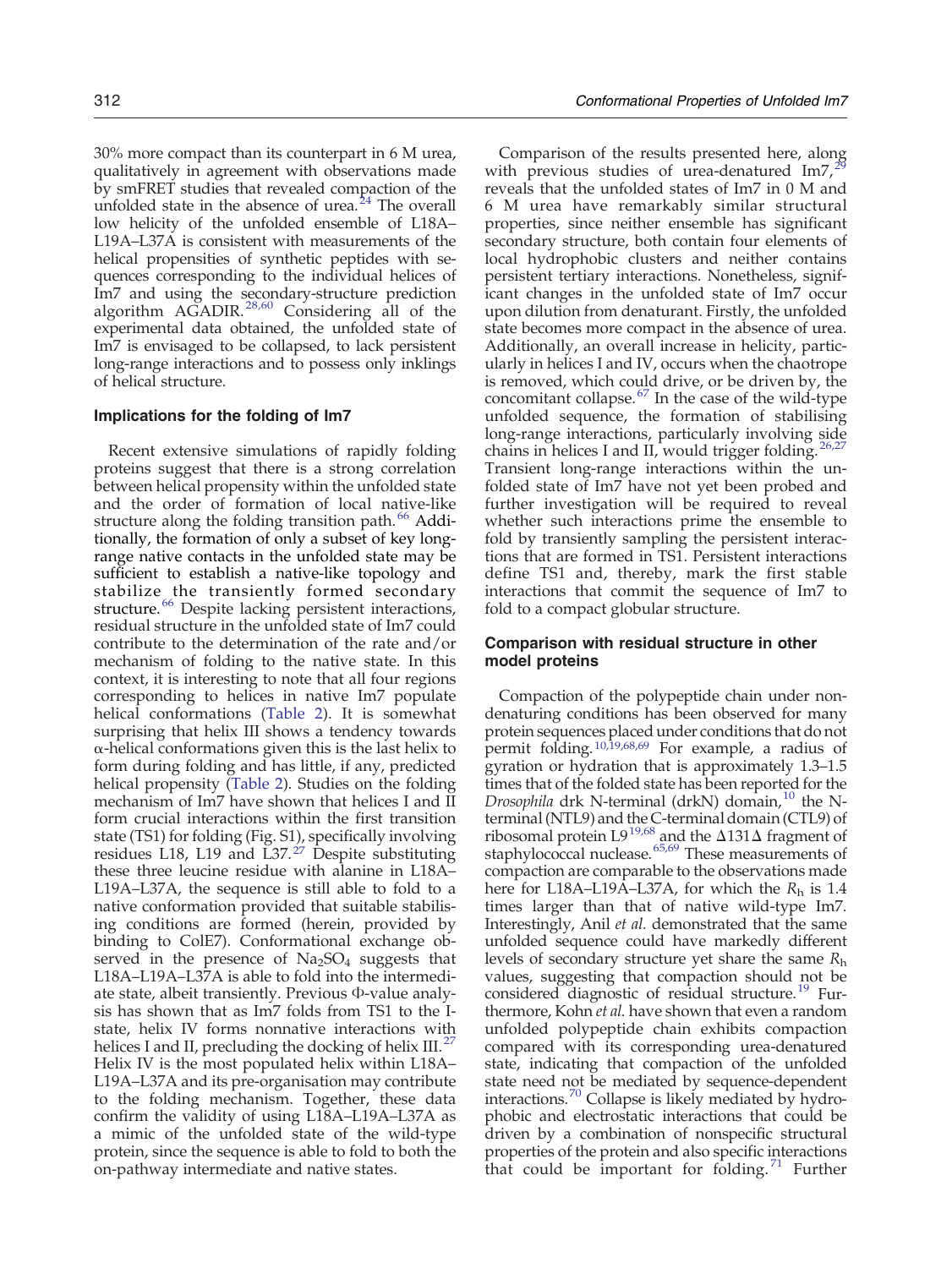30% more compact than its counterpart in 6 M urea, qualitatively in agreement with observations made by smFRET studies that revealed compaction of the unfolded state in the absence of urea.[24] The overall low helicity of the unfolded ensemble of L18A–L19A–L37A is consistent with measurements of the helical propensities of synthetic peptides with sequences corresponding to the individual helices of Im7 and using the secondary-structure prediction algorithm AGADIR.[28,60] Considering all of the experimental data obtained, the unfolded state of Im7 is envisaged to be collapsed, to lack persistent long-range interactions and to possess only inklings of helical structure.

### Implications for the folding of Im7

Recent extensive simulations of rapidly folding proteins suggest that there is a strong correlation between helical propensity within the unfolded state and the order of formation of local native-like structure along the folding transition path.[66] Additionally, the formation of only a subset of key long-range native contacts in the unfolded state may be sufficient to establish a native-like topology and stabilize the transiently formed secondary structure.[66] Despite lacking persistent interactions, residual structure in the unfolded state of Im7 could contribute to the determination of the rate and/or mechanism of folding to the native state. In this context, it is interesting to note that all four regions corresponding to helices in native Im7 populate helical conformations (Table 2). It is somewhat surprising that helix III shows a tendency towards α-helical conformations given this is the last helix to form during folding and has little, if any, predicted helical propensity (Table 2). Studies on the folding mechanism of Im7 have shown that helices I and II form crucial interactions within the first transition state (TS1) for folding (Fig. S1), specifically involving residues L18, L19 and L37.[27] Despite substituting these three leucine residue with alanine in L18A–L19A–L37A, the sequence is still able to fold to a native conformation provided that suitable stabilising conditions are formed (herein, provided by binding to ColE7). Conformational exchange observed in the presence of $Na_2SO_4$ suggests that L18A–L19A–L37A is able to fold into the intermediate state, albeit transiently. Previous Φ-value analysis has shown that as Im7 folds from TS1 to the I-state, helix IV forms nonnative interactions with helices I and II, precluding the docking of helix III.[27] Helix IV is the most populated helix within L18A–L19A–L37A and its pre-organisation may contribute to the folding mechanism. Together, these data confirm the validity of using L18A–L19A–L37A as a mimic of the unfolded state of the wild-type protein, since the sequence is able to fold to both the on-pathway intermediate and native states.

Comparison of the results presented here, along with previous studies of urea-denatured Im7,[29] reveals that the unfolded states of Im7 in 0 M and 6 M urea have remarkably similar structural properties, since neither ensemble has significant secondary structure, both contain four elements of local hydrophobic clusters and neither contains persistent tertiary interactions. Nonetheless, significant changes in the unfolded state of Im7 occur upon dilution from denaturant. Firstly, the unfolded state becomes more compact in the absence of urea. Additionally, an overall increase in helicity, particularly in helices I and IV, occurs when the chaotrope is removed, which could drive, or be driven by, the concomitant collapse.[67] In the case of the wild-type unfolded sequence, the formation of stabilising long-range interactions, particularly involving side chains in helices I and II, would trigger folding.[26,27] Transient long-range interactions within the unfolded state of Im7 have not yet been probed and further investigation will be required to reveal whether such interactions prime the ensemble to fold by transiently sampling the persistent interactions that are formed in TS1. Persistent interactions define TS1 and, thereby, mark the first stable interactions that commit the sequence of Im7 to fold to a compact globular structure.

### Comparison with residual structure in other model proteins

Compaction of the polypeptide chain under non-denaturing conditions has been observed for many protein sequences placed under conditions that do not permit folding.[10,19,68,69] For example, a radius of gyration or hydration that is approximately 1.3–1.5 times that of the folded state has been reported for the *Drosophila* drk N-terminal (drkN) domain,[10] the N-terminal (NTL9) and the C-terminal domain (CTL9) of ribosomal protein L9[19,68] and the Δ131Δ fragment of staphylococcal nuclease.[65,69] These measurements of compaction are comparable to the observations made here for L18A–L19A–L37A, for which the $R_h$ is 1.4 times larger than that of native wild-type Im7. Interestingly, Anil *et al.* demonstrated that the same unfolded sequence could have markedly different levels of secondary structure yet share the same $R_h$ values, suggesting that compaction should not be considered diagnostic of residual structure.[19] Furthermore, Kohn *et al.* have shown that even a random unfolded polypeptide chain exhibits compaction compared with its corresponding urea-denatured state, indicating that compaction of the unfolded state need not be mediated by sequence-dependent interactions.[70] Collapse is likely mediated by hydrophobic and electrostatic interactions that could be driven by a combination of nonspecific structural properties of the protein and also specific interactions that could be important for folding.[71] Further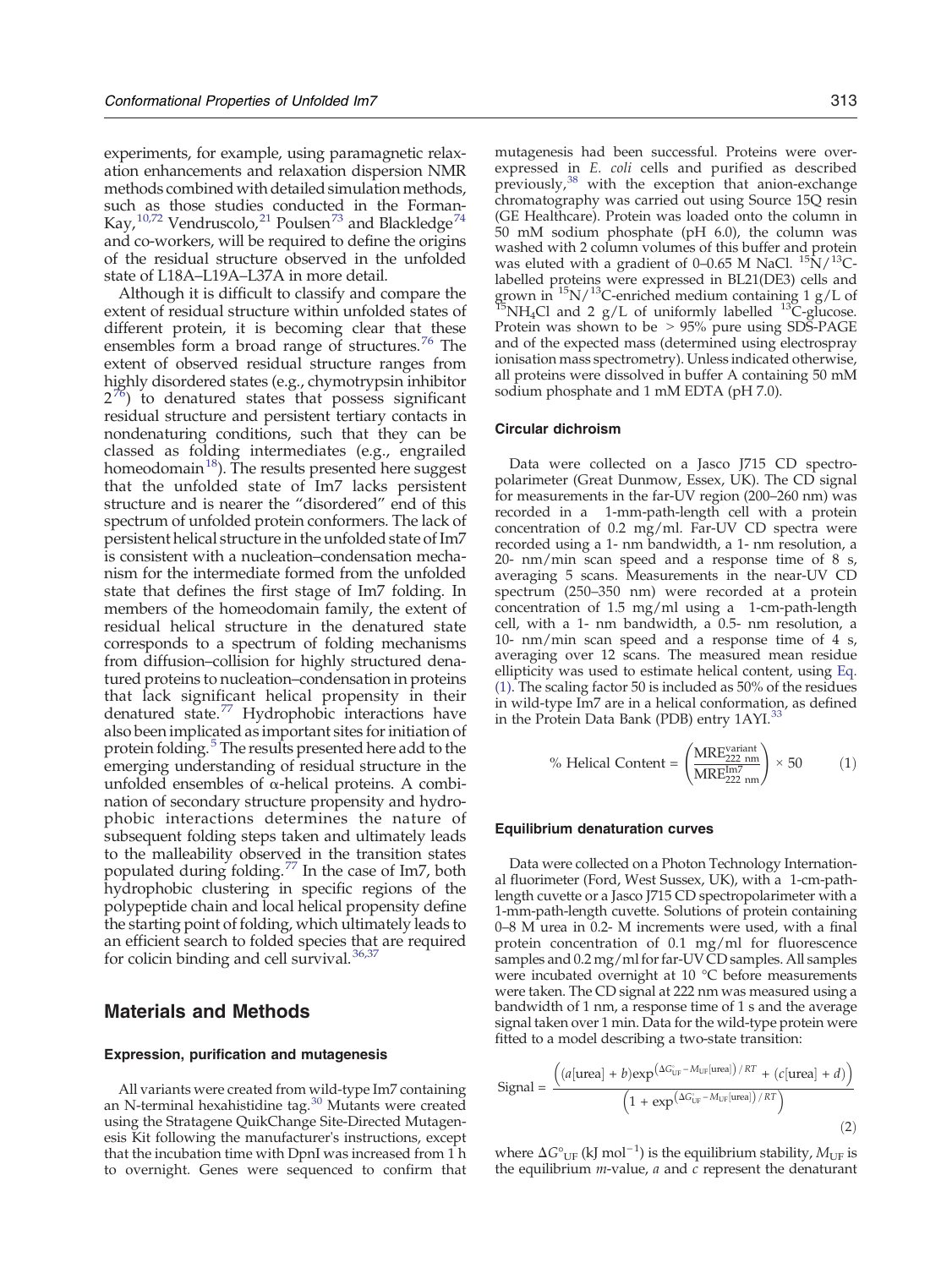experiments, for example, using paramagnetic relaxation enhancements and relaxation dispersion NMR methods combined with detailed simulation methods, such as those studies conducted in the Forman-Kay,[10,72] Vendruscolo,[21] Poulsen[73] and Blackledge[74] and co-workers, will be required to define the origins of the residual structure observed in the unfolded state of L18A–L19A–L37A in more detail.

Although it is difficult to classify and compare the extent of residual structure within unfolded states of different protein, it is becoming clear that these ensembles form a broad range of structures.[76] The extent of observed residual structure ranges from highly disordered states (e.g., chymotrypsin inhibitor 2[76]) to denatured states that possess significant residual structure and persistent tertiary contacts in nondenaturing conditions, such that they can be classed as folding intermediates (e.g., engrailed homeodomain[18]). The results presented here suggest that the unfolded state of Im7 lacks persistent structure and is nearer the "disordered" end of this spectrum of unfolded protein conformers. The lack of persistent helical structure in the unfolded state of Im7 is consistent with a nucleation–condensation mechanism for the intermediate formed from the unfolded state that defines the first stage of Im7 folding. In members of the homeodomain family, the extent of residual helical structure in the denatured state corresponds to a spectrum of folding mechanisms from diffusion–collision for highly structured denatured proteins to nucleation–condensation in proteins that lack significant helical propensity in their denatured state.[77] Hydrophobic interactions have also been implicated as important sites for initiation of protein folding.[5] The results presented here add to the emerging understanding of residual structure in the unfolded ensembles of α-helical proteins. A combination of secondary structure propensity and hydrophobic interactions determines the nature of subsequent folding steps taken and ultimately leads to the malleability observed in the transition states populated during folding.[77] In the case of Im7, both hydrophobic clustering in specific regions of the polypeptide chain and local helical propensity define the starting point of folding, which ultimately leads to an efficient search to folded species that are required for colicin binding and cell survival.[36,37]

## Materials and Methods

### Expression, purification and mutagenesis

All variants were created from wild-type Im7 containing an N-terminal hexahistidine tag.[30] Mutants were created using the Stratagene QuikChange Site-Directed Mutagenesis Kit following the manufacturer's instructions, except that the incubation time with DpnI was increased from 1 h to overnight. Genes were sequenced to confirm that mutagenesis had been successful. Proteins were overexpressed in *E. coli* cells and purified as described previously,[38] with the exception that anion-exchange chromatography was carried out using Source 15Q resin (GE Healthcare). Protein was loaded onto the column in 50 mM sodium phosphate (pH 6.0), the column was washed with 2 column volumes of this buffer and protein was eluted with a gradient of 0–0.65 M NaCl. $^{15}N/^{13}C$-labelled proteins were expressed in BL21(DE3) cells and grown in $^{15}N/^{13}C$-enriched medium containing 1 g/L of $^{15}NH_4Cl$ and 2 g/L of uniformly labelled $^{13}C$-glucose. Protein was shown to be > 95% pure using SDS-PAGE and of the expected mass (determined using electrospray ionisation mass spectrometry). Unless indicated otherwise, all proteins were dissolved in buffer A containing 50 mM sodium phosphate and 1 mM EDTA (pH 7.0).

### Circular dichroism

Data were collected on a Jasco J715 CD spectropolarimeter (Great Dunmow, Essex, UK). The CD signal for measurements in the far-UV region (200–260 nm) was recorded in a 1-mm-path-length cell with a protein concentration of 0.2 mg/ml. Far-UV CD spectra were recorded using a 1- nm bandwidth, a 1- nm resolution, a 20- nm/min scan speed and a response time of 8 s, averaging 5 scans. Measurements in the near-UV CD spectrum (250–350 nm) were recorded at a protein concentration of 1.5 mg/ml using a 1-cm-path-length cell, with a 1- nm bandwidth, a 0.5- nm resolution, a 10- nm/min scan speed and a response time of 4 s, averaging over 12 scans. The measured mean residue ellipticity was used to estimate helical content, using Eq. (1). The scaling factor 50 is included as 50% of the residues in wild-type Im7 are in a helical conformation, as defined in the Protein Data Bank (PDB) entry 1AYI.[33]

$$\%\ \text{Helical Content} = \left(\frac{\text{MRE}^{\text{variant}}_{222\ \text{nm}}}{\text{MRE}^{\text{Im7}}_{222\ \text{nm}}}\right) \times 50 \qquad (1)$$

### Equilibrium denaturation curves

Data were collected on a Photon Technology International fluorimeter (Ford, West Sussex, UK), with a 1-cm-path-length cuvette or a Jasco J715 CD spectropolarimeter with a 1-mm-path-length cuvette. Solutions of protein containing 0–8 M urea in 0.2- M increments were used, with a final protein concentration of 0.1 mg/ml for fluorescence samples and 0.2 mg/ml for far-UV CD samples. All samples were incubated overnight at 10 °C before measurements were taken. The CD signal at 222 nm was measured using a bandwidth of 1 nm, a response time of 1 s and the average signal taken over 1 min. Data for the wild-type protein were fitted to a model describing a two-state transition:

$$\text{Signal} = \frac{\left((a[\text{urea}] + b)\exp^{\left(\Delta G^{\circ}_{\text{UF}} - M_{\text{UF}}[\text{urea}]\right)/RT} + (c[\text{urea}] + d)\right)}{\left(1 + \exp^{\left(\Delta G^{\circ}_{\text{UF}} - M_{\text{UF}}[\text{urea}]\right)/RT}\right)} \qquad (2)$$

where $\Delta G^{\circ}_{UF}$ (kJ mol$^{-1}$) is the equilibrium stability, $M_{UF}$ is the equilibrium *m*-value, *a* and *c* represent the denaturant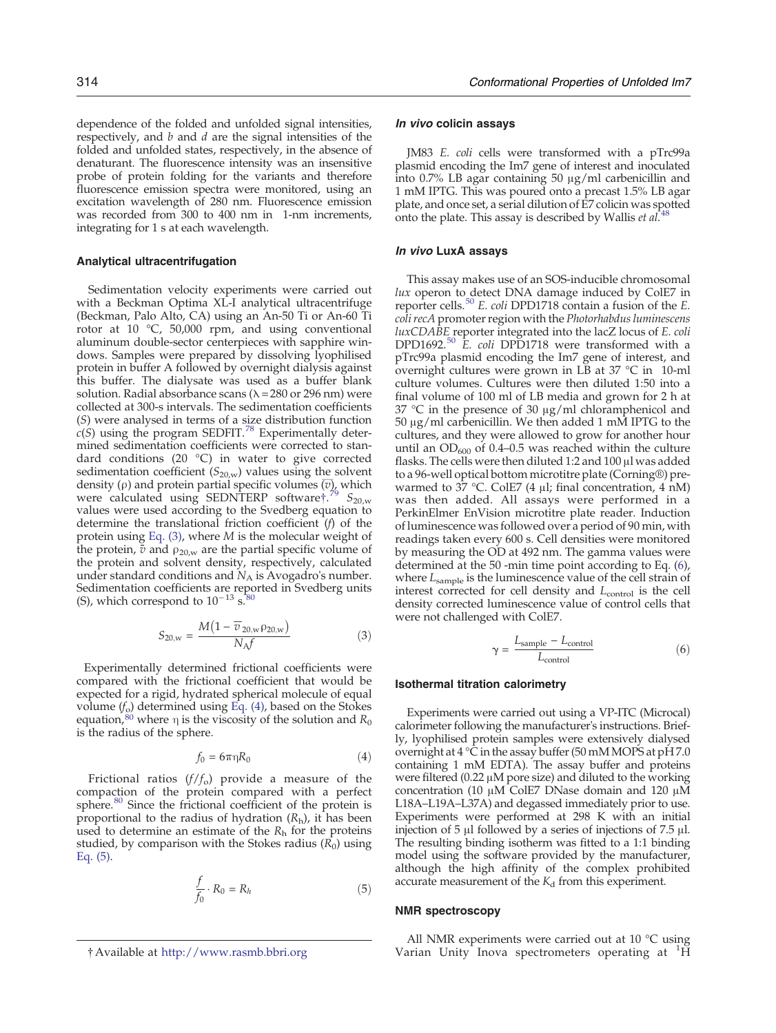dependence of the folded and unfolded signal intensities, respectively, and $b$ and $d$ are the signal intensities of the folded and unfolded states, respectively, in the absence of denaturant. The fluorescence intensity was an insensitive probe of protein folding for the variants and therefore fluorescence emission spectra were monitored, using an excitation wavelength of 280 nm. Fluorescence emission was recorded from 300 to 400 nm in 1-nm increments, integrating for 1 s at each wavelength.

### Analytical ultracentrifugation

Sedimentation velocity experiments were carried out with a Beckman Optima XL-I analytical ultracentrifuge (Beckman, Palo Alto, CA) using an An-50 Ti or An-60 Ti rotor at 10 °C, 50,000 rpm, and using conventional aluminum double-sector centerpieces with sapphire windows. Samples were prepared by dissolving lyophilised protein in buffer A followed by overnight dialysis against this buffer. The dialysate was used as a buffer blank solution. Radial absorbance scans ($\lambda = 280$ or 296 nm) were collected at 300-s intervals. The sedimentation coefficients ($S$) were analysed in terms of a size distribution function $c(S)$ using the program SEDFIT.[78] Experimentally determined sedimentation coefficients were corrected to standard conditions (20 °C) in water to give corrected sedimentation coefficient ($S_{20,\mathrm{w}}$) values using the solvent density ($\rho$) and protein partial specific volumes ($\bar{v}$), which were calculated using SEDNTERP software†.[79] $S_{20,\mathrm{w}}$ values were used according to the Svedberg equation to determine the translational friction coefficient ($f$) of the protein using Eq. (3), where $M$ is the molecular weight of the protein, $\bar{v}$ and $\rho_{20,\mathrm{w}}$ are the partial specific volume of the protein and solvent density, respectively, calculated under standard conditions and $N_A$ is Avogadro's number. Sedimentation coefficients are reported in Svedberg units (S), which correspond to $10^{-13}$ s.[80]

$$S_{20,\mathrm{w}} = \frac{M\left(1 - \bar{v}_{20,\mathrm{w}}\rho_{20,\mathrm{w}}\right)}{N_A f} \tag{3}$$

Experimentally determined frictional coefficients were compared with the frictional coefficient that would be expected for a rigid, hydrated spherical molecule of equal volume ($f_o$) determined using Eq. (4), based on the Stokes equation,[80] where $\eta$ is the viscosity of the solution and $R_0$ is the radius of the sphere.

$$f_0 = 6\pi\eta R_0 \tag{4}$$

Frictional ratios ($f/f_o$) provide a measure of the compaction of the protein compared with a perfect sphere.[80] Since the frictional coefficient of the protein is proportional to the radius of hydration ($R_h$), it has been used to determine an estimate of the $R_h$ for the proteins studied, by comparison with the Stokes radius ($R_0$) using Eq. (5).

$$\frac{f}{f_0} \cdot R_0 = R_h \tag{5}$$

† Available at http://www.rasmb.bbri.org

### *In vivo* colicin assays

JM83 *E. coli* cells were transformed with a pTrc99a plasmid encoding the Im7 gene of interest and inoculated into 0.7% LB agar containing 50 μg/ml carbenicillin and 1 mM IPTG. This was poured onto a precast 1.5% LB agar plate, and once set, a serial dilution of E7 colicin was spotted onto the plate. This assay is described by Wallis *et al.*[48]

### *In vivo* LuxA assays

This assay makes use of an SOS-inducible chromosomal *lux* operon to detect DNA damage induced by ColE7 in reporter cells.[50] *E. coli* DPD1718 contain a fusion of the *E. coli recA* promoter region with the *Photorhabdus luminescens luxCDABE* reporter integrated into the lacZ locus of *E. coli* DPD1692.[50] *E. coli* DPD1718 were transformed with a pTrc99a plasmid encoding the Im7 gene of interest, and overnight cultures were grown in LB at 37 °C in 10-ml culture volumes. Cultures were then diluted 1:50 into a final volume of 100 ml of LB media and grown for 2 h at 37 °C in the presence of 30 μg/ml chloramphenicol and 50 μg/ml carbenicillin. We then added 1 mM IPTG to the cultures, and they were allowed to grow for another hour until an $OD_{600}$ of 0.4–0.5 was reached within the culture flasks. The cells were then diluted 1:2 and 100 μl was added to a 96-well optical bottom microtitre plate (Corning®) pre-warmed to 37 °C. ColE7 (4 μl; final concentration, 4 nM) was then added. All assays were performed in a PerkinElmer EnVision microtitre plate reader. Induction of luminescence was followed over a period of 90 min, with readings taken every 600 s. Cell densities were monitored by measuring the OD at 492 nm. The gamma values were determined at the 50 -min time point according to Eq. (6), where $L_{\mathrm{sample}}$ is the luminescence value of the cell strain of interest corrected for cell density and $L_{\mathrm{control}}$ is the cell density corrected luminescence value of control cells that were not challenged with ColE7.

$$\gamma = \frac{L_{\mathrm{sample}} - L_{\mathrm{control}}}{L_{\mathrm{control}}} \tag{6}$$

### Isothermal titration calorimetry

Experiments were carried out using a VP-ITC (Microcal) calorimeter following the manufacturer's instructions. Briefly, lyophilised protein samples were extensively dialysed overnight at 4 °C in the assay buffer (50 mM MOPS at pH 7.0 containing 1 mM EDTA). The assay buffer and proteins were filtered (0.22 μM pore size) and diluted to the working concentration (10 μM ColE7 DNase domain and 120 μM L18A–L19A–L37A) and degassed immediately prior to use. Experiments were performed at 298 K with an initial injection of 5 μl followed by a series of injections of 7.5 μl. The resulting binding isotherm was fitted to a 1:1 binding model using the software provided by the manufacturer, although the high affinity of the complex prohibited accurate measurement of the $K_d$ from this experiment.

### NMR spectroscopy

All NMR experiments were carried out at 10 °C using Varian Unity Inova spectrometers operating at $^1$H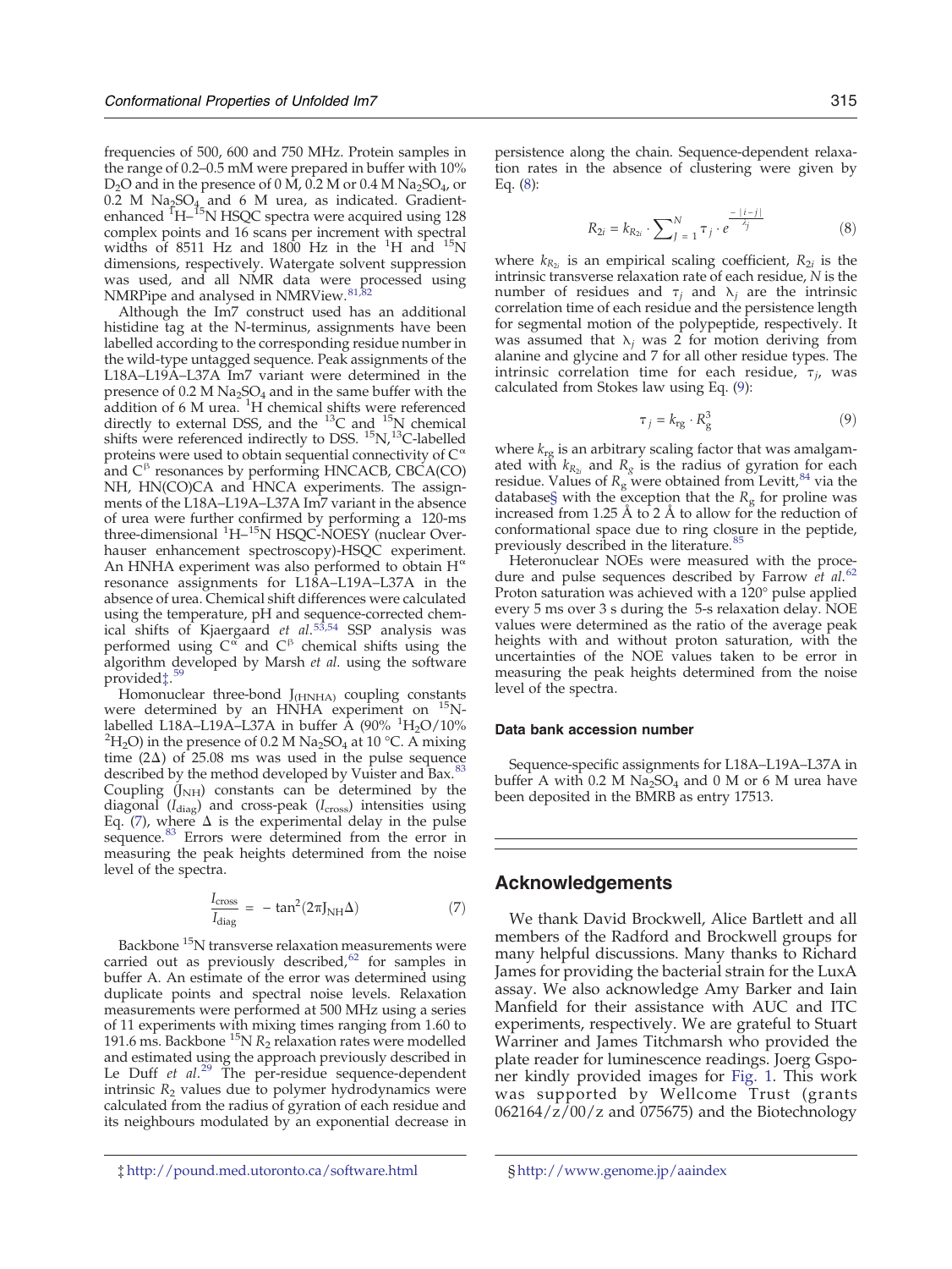frequencies of 500, 600 and 750 MHz. Protein samples in the range of 0.2–0.5 mM were prepared in buffer with 10% $D_2O$ and in the presence of 0 M, 0.2 M or 0.4 M $Na_2SO_4$, or 0.2 M $Na_2SO_4$ and 6 M urea, as indicated. Gradient-enhanced $^1H$–$^{15}N$ HSQC spectra were acquired using 128 complex points and 16 scans per increment with spectral widths of 8511 Hz and 1800 Hz in the $^1H$ and $^{15}N$ dimensions, respectively. Watergate solvent suppression was used, and all NMR data were processed using NMRPipe and analysed in NMRView.[81,82]

Although the Im7 construct used has an additional histidine tag at the N-terminus, assignments have been labelled according to the corresponding residue number in the wild-type untagged sequence. Peak assignments of the L18A–L19A–L37A Im7 variant were determined in the presence of 0.2 M $Na_2SO_4$ and in the same buffer with the addition of 6 M urea. $^1H$ chemical shifts were referenced directly to external DSS, and the $^{13}C$ and $^{15}N$ chemical shifts were referenced indirectly to DSS. $^{15}N$,$^{13}C$-labelled proteins were used to obtain sequential connectivity of $C^\alpha$ and $C^\beta$ resonances by performing HNCACB, CBCA(CO)NH, HN(CO)CA and HNCA experiments. The assignments of the L18A–L19A–L37A Im7 variant in the absence of urea were further confirmed by performing a 120-ms three-dimensional $^1H$–$^{15}N$ HSQC-NOESY (nuclear Overhauser enhancement spectroscopy)-HSQC experiment. An HNHA experiment was also performed to obtain $H^\alpha$ resonance assignments for L18A–L19A–L37A in the absence of urea. Chemical shift differences were calculated using the temperature, pH and sequence-corrected chemical shifts of Kjaergaard *et al*.[53,54] SSP analysis was performed using $C^\alpha$ and $C^\beta$ chemical shifts using the algorithm developed by Marsh *et al.* using the software provided‡.[59]

Homonuclear three-bond $J_{(HNHA)}$ coupling constants were determined by an HNHA experiment on $^{15}N$-labelled L18A–L19A–L37A in buffer A (90% $^1H_2O$/10% $^2H_2O$) in the presence of 0.2 M $Na_2SO_4$ at 10 °C. A mixing time ($2\Delta$) of 25.08 ms was used in the pulse sequence described by the method developed by Vuister and Bax.[83] Coupling ($J_{NH}$) constants can be determined by the diagonal ($I_{diag}$) and cross-peak ($I_{cross}$) intensities using Eq. (7), where $\Delta$ is the experimental delay in the pulse sequence.[83] Errors were determined from the error in measuring the peak heights determined from the noise level of the spectra.

$$\frac{I_{cross}}{I_{diag}} = -\tan^2(2\pi J_{NH}\Delta) \tag{7}$$

Backbone $^{15}N$ transverse relaxation measurements were carried out as previously described,[62] for samples in buffer A. An estimate of the error was determined using duplicate points and spectral noise levels. Relaxation measurements were performed at 500 MHz using a series of 11 experiments with mixing times ranging from 1.60 to 191.6 ms. Backbone $^{15}N$ $R_2$ relaxation rates were modelled and estimated using the approach previously described in Le Duff *et al*.[29] The per-residue sequence-dependent intrinsic $R_2$ values due to polymer hydrodynamics were calculated from the radius of gyration of each residue and its neighbours modulated by an exponential decrease in persistence along the chain. Sequence-dependent relaxation rates in the absence of clustering were given by Eq. (8):

$$R_{2i} = k_{R_{2i}} \cdot \sum_{J=1}^{N} \tau_j \cdot e^{\frac{-|i-j|}{\lambda_j}} \tag{8}$$

where $k_{R_{2i}}$ is an empirical scaling coefficient, $R_{2i}$ is the intrinsic transverse relaxation rate of each residue, $N$ is the number of residues and $\tau_j$ and $\lambda_j$ are the intrinsic correlation time of each residue and the persistence length for segmental motion of the polypeptide, respectively. It was assumed that $\lambda_j$ was 2 for motion deriving from alanine and glycine and 7 for all other residue types. The intrinsic correlation time for each residue, $\tau_j$, was calculated from Stokes law using Eq. (9):

$$\tau_j = k_{rg} \cdot R_g^3 \tag{9}$$

where $k_{rg}$ is an arbitrary scaling factor that was amalgamated with $k_{R_{2i}}$ and $R_g$ is the radius of gyration for each residue. Values of $R_g$ were obtained from Levitt,[84] via the database§ with the exception that the $R_g$ for proline was increased from 1.25 Å to 2 Å to allow for the reduction of conformational space due to ring closure in the peptide, previously described in the literature.[85]

Heteronuclear NOEs were measured with the procedure and pulse sequences described by Farrow *et al*.[62] Proton saturation was achieved with a 120° pulse applied every 5 ms over 3 s during the 5-s relaxation delay. NOE values were determined as the ratio of the average peak heights with and without proton saturation, with the uncertainties of the NOE values taken to be error in measuring the peak heights determined from the noise level of the spectra.

### Data bank accession number

Sequence-specific assignments for L18A–L19A–L37A in buffer A with 0.2 M $Na_2SO_4$ and 0 M or 6 M urea have been deposited in the BMRB as entry 17513.

## Acknowledgements

We thank David Brockwell, Alice Bartlett and all members of the Radford and Brockwell groups for many helpful discussions. Many thanks to Richard James for providing the bacterial strain for the LuxA assay. We also acknowledge Amy Barker and Iain Manfield for their assistance with AUC and ITC experiments, respectively. We are grateful to Stuart Warriner and James Titchmarsh who provided the plate reader for luminescence readings. Joerg Gsponer kindly provided images for Fig. 1. This work was supported by Wellcome Trust (grants 062164/z/00/z and 075675) and the Biotechnology

‡ http://pound.med.utoronto.ca/software.html

§ http://www.genome.jp/aaindex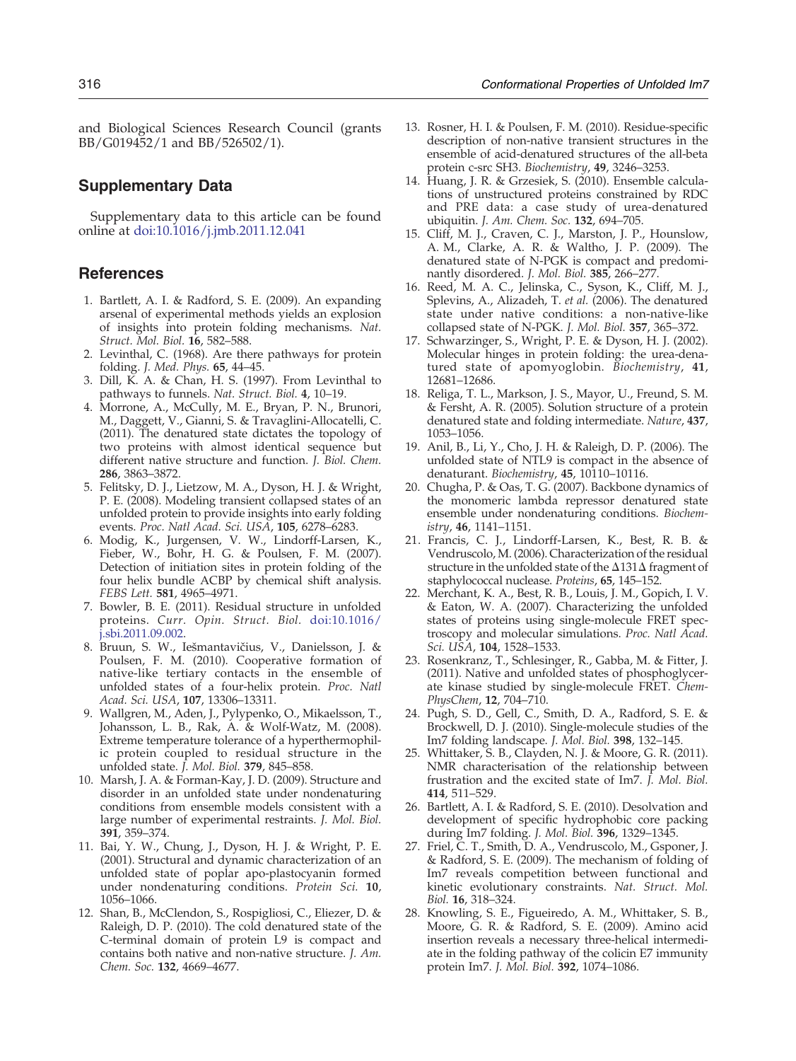and Biological Sciences Research Council (grants BB/G019452/1 and BB/526502/1).

## Supplementary Data

Supplementary data to this article can be found online at doi:10.1016/j.jmb.2011.12.041

## References

1. Bartlett, A. I. & Radford, S. E. (2009). An expanding arsenal of experimental methods yields an explosion of insights into protein folding mechanisms. *Nat. Struct. Mol. Biol.* **16**, 582–588.
2. Levinthal, C. (1968). Are there pathways for protein folding. *J. Med. Phys.* **65**, 44–45.
3. Dill, K. A. & Chan, H. S. (1997). From Levinthal to pathways to funnels. *Nat. Struct. Biol.* **4**, 10–19.
4. Morrone, A., McCully, M. E., Bryan, P. N., Brunori, M., Daggett, V., Gianni, S. & Travaglini-Allocatelli, C. (2011). The denatured state dictates the topology of two proteins with almost identical sequence but different native structure and function. *J. Biol. Chem.* **286**, 3863–3872.
5. Felitsky, D. J., Lietzow, M. A., Dyson, H. J. & Wright, P. E. (2008). Modeling transient collapsed states of an unfolded protein to provide insights into early folding events. *Proc. Natl Acad. Sci. USA*, **105**, 6278–6283.
6. Modig, K., Jurgensen, V. W., Lindorff-Larsen, K., Fieber, W., Bohr, H. G. & Poulsen, F. M. (2007). Detection of initiation sites in protein folding of the four helix bundle ACBP by chemical shift analysis. *FEBS Lett.* **581**, 4965–4971.
7. Bowler, B. E. (2011). Residual structure in unfolded proteins. *Curr. Opin. Struct. Biol.* doi:10.1016/j.sbi.2011.09.002.
8. Bruun, S. W., Iešmantavičius, V., Danielsson, J. & Poulsen, F. M. (2010). Cooperative formation of native-like tertiary contacts in the ensemble of unfolded states of a four-helix protein. *Proc. Natl Acad. Sci. USA*, **107**, 13306–13311.
9. Wallgren, M., Aden, J., Pylypenko, O., Mikaelsson, T., Johansson, L. B., Rak, A. & Wolf-Watz, M. (2008). Extreme temperature tolerance of a hyperthermophilic protein coupled to residual structure in the unfolded state. *J. Mol. Biol.* **379**, 845–858.
10. Marsh, J. A. & Forman-Kay, J. D. (2009). Structure and disorder in an unfolded state under nondenaturing conditions from ensemble models consistent with a large number of experimental restraints. *J. Mol. Biol.* **391**, 359–374.
11. Bai, Y. W., Chung, J., Dyson, H. J. & Wright, P. E. (2001). Structural and dynamic characterization of an unfolded state of poplar apo-plastocyanin formed under nondenaturing conditions. *Protein Sci.* **10**, 1056–1066.
12. Shan, B., McClendon, S., Rospigliosi, C., Eliezer, D. & Raleigh, D. P. (2010). The cold denatured state of the C-terminal domain of protein L9 is compact and contains both native and non-native structure. *J. Am. Chem. Soc.* **132**, 4669–4677.
13. Rosner, H. I. & Poulsen, F. M. (2010). Residue-specific description of non-native transient structures in the ensemble of acid-denatured structures of the all-beta protein c-src SH3. *Biochemistry*, **49**, 3246–3253.
14. Huang, J. R. & Grzesiek, S. (2010). Ensemble calculations of unstructured proteins constrained by RDC and PRE data: a case study of urea-denatured ubiquitin. *J. Am. Chem. Soc.* **132**, 694–705.
15. Cliff, M. J., Craven, C. J., Marston, J. P., Hounslow, A. M., Clarke, A. R. & Waltho, J. P. (2009). The denatured state of N-PGK is compact and predominantly disordered. *J. Mol. Biol.* **385**, 266–277.
16. Reed, M. A. C., Jelinska, C., Syson, K., Cliff, M. J., Splevins, A., Alizadeh, T. *et al.* (2006). The denatured state under native conditions: a non-native-like collapsed state of N-PGK. *J. Mol. Biol.* **357**, 365–372.
17. Schwarzinger, S., Wright, P. E. & Dyson, H. J. (2002). Molecular hinges in protein folding: the urea-denatured state of apomyoglobin. *Biochemistry*, **41**, 12681–12686.
18. Religa, T. L., Markson, J. S., Mayor, U., Freund, S. M. & Fersht, A. R. (2005). Solution structure of a protein denatured state and folding intermediate. *Nature*, **437**, 1053–1056.
19. Anil, B., Li, Y., Cho, J. H. & Raleigh, D. P. (2006). The unfolded state of NTL9 is compact in the absence of denaturant. *Biochemistry*, **45**, 10110–10116.
20. Chugha, P. & Oas, T. G. (2007). Backbone dynamics of the monomeric lambda repressor denatured state ensemble under nondenaturing conditions. *Biochemistry*, **46**, 1141–1151.
21. Francis, C. J., Lindorff-Larsen, K., Best, R. B. & Vendruscolo, M. (2006). Characterization of the residual structure in the unfolded state of the Δ131Δ fragment of staphylococcal nuclease. *Proteins*, **65**, 145–152.
22. Merchant, K. A., Best, R. B., Louis, J. M., Gopich, I. V. & Eaton, W. A. (2007). Characterizing the unfolded states of proteins using single-molecule FRET spectroscopy and molecular simulations. *Proc. Natl Acad. Sci. USA*, **104**, 1528–1533.
23. Rosenkranz, T., Schlesinger, R., Gabba, M. & Fitter, J. (2011). Native and unfolded states of phosphoglycerate kinase studied by single-molecule FRET. *ChemPhysChem*, **12**, 704–710.
24. Pugh, S. D., Gell, C., Smith, D. A., Radford, S. E. & Brockwell, D. J. (2010). Single-molecule studies of the Im7 folding landscape. *J. Mol. Biol.* **398**, 132–145.
25. Whittaker, S. B., Clayden, N. J. & Moore, G. R. (2011). NMR characterisation of the relationship between frustration and the excited state of Im7. *J. Mol. Biol.* **414**, 511–529.
26. Bartlett, A. I. & Radford, S. E. (2010). Desolvation and development of specific hydrophobic core packing during Im7 folding. *J. Mol. Biol.* **396**, 1329–1345.
27. Friel, C. T., Smith, D. A., Vendruscolo, M., Gsponer, J. & Radford, S. E. (2009). The mechanism of folding of Im7 reveals competition between functional and kinetic evolutionary constraints. *Nat. Struct. Mol. Biol.* **16**, 318–324.
28. Knowling, S. E., Figueiredo, A. M., Whittaker, S. B., Moore, G. R. & Radford, S. E. (2009). Amino acid insertion reveals a necessary three-helical intermediate in the folding pathway of the colicin E7 immunity protein Im7. *J. Mol. Biol.* **392**, 1074–1086.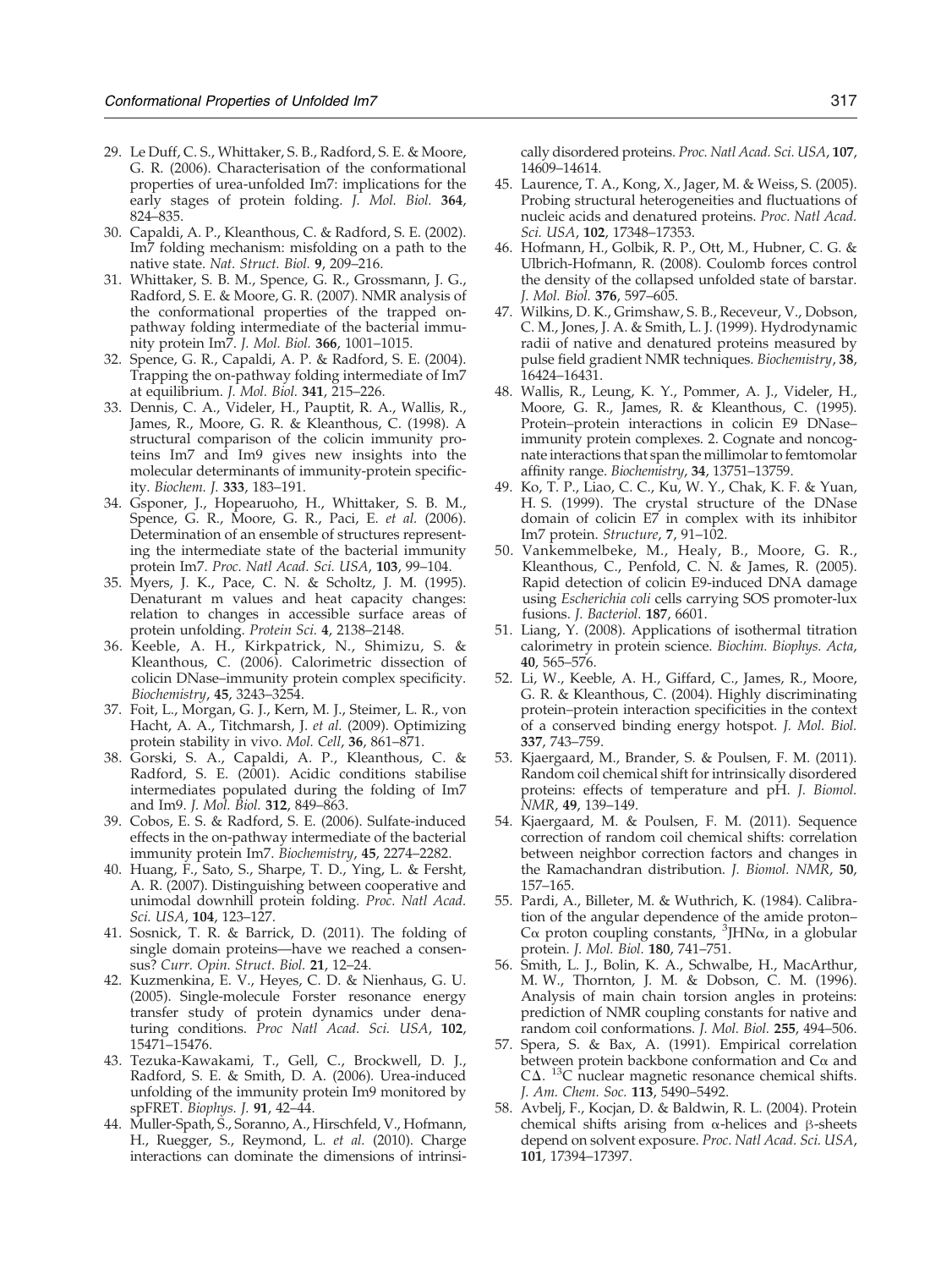29. Le Duff, C. S., Whittaker, S. B., Radford, S. E. & Moore, G. R. (2006). Characterisation of the conformational properties of urea-unfolded Im7: implications for the early stages of protein folding. *J. Mol. Biol.* **364**, 824–835.
30. Capaldi, A. P., Kleanthous, C. & Radford, S. E. (2002). Im7 folding mechanism: misfolding on a path to the native state. *Nat. Struct. Biol.* **9**, 209–216.
31. Whittaker, S. B. M., Spence, G. R., Grossmann, J. G., Radford, S. E. & Moore, G. R. (2007). NMR analysis of the conformational properties of the trapped on-pathway folding intermediate of the bacterial immunity protein Im7. *J. Mol. Biol.* **366**, 1001–1015.
32. Spence, G. R., Capaldi, A. P. & Radford, S. E. (2004). Trapping the on-pathway folding intermediate of Im7 at equilibrium. *J. Mol. Biol.* **341**, 215–226.
33. Dennis, C. A., Videler, H., Pauptit, R. A., Wallis, R., James, R., Moore, G. R. & Kleanthous, C. (1998). A structural comparison of the colicin immunity proteins Im7 and Im9 gives new insights into the molecular determinants of immunity-protein specificity. *Biochem. J.* **333**, 183–191.
34. Gsponer, J., Hopearuoho, H., Whittaker, S. B. M., Spence, G. R., Moore, G. R., Paci, E. *et al.* (2006). Determination of an ensemble of structures representing the intermediate state of the bacterial immunity protein Im7. *Proc. Natl Acad. Sci. USA*, **103**, 99–104.
35. Myers, J. K., Pace, C. N. & Scholtz, J. M. (1995). Denaturant m values and heat capacity changes: relation to changes in accessible surface areas of protein unfolding. *Protein Sci.* **4**, 2138–2148.
36. Keeble, A. H., Kirkpatrick, N., Shimizu, S. & Kleanthous, C. (2006). Calorimetric dissection of colicin DNase–immunity protein complex specificity. *Biochemistry*, **45**, 3243–3254.
37. Foit, L., Morgan, G. J., Kern, M. J., Steimer, L. R., von Hacht, A. A., Titchmarsh, J. *et al.* (2009). Optimizing protein stability in vivo. *Mol. Cell*, **36**, 861–871.
38. Gorski, S. A., Capaldi, A. P., Kleanthous, C. & Radford, S. E. (2001). Acidic conditions stabilise intermediates populated during the folding of Im7 and Im9. *J. Mol. Biol.* **312**, 849–863.
39. Cobos, E. S. & Radford, S. E. (2006). Sulfate-induced effects in the on-pathway intermediate of the bacterial immunity protein Im7. *Biochemistry*, **45**, 2274–2282.
40. Huang, F., Sato, S., Sharpe, T. D., Ying, L. & Fersht, A. R. (2007). Distinguishing between cooperative and unimodal downhill protein folding. *Proc. Natl Acad. Sci. USA*, **104**, 123–127.
41. Sosnick, T. R. & Barrick, D. (2011). The folding of single domain proteins—have we reached a consensus? *Curr. Opin. Struct. Biol.* **21**, 12–24.
42. Kuzmenkina, E. V., Heyes, C. D. & Nienhaus, G. U. (2005). Single-molecule Forster resonance energy transfer study of protein dynamics under denaturing conditions. *Proc Natl Acad. Sci. USA*, **102**, 15471–15476.
43. Tezuka-Kawakami, T., Gell, C., Brockwell, D. J., Radford, S. E. & Smith, D. A. (2006). Urea-induced unfolding of the immunity protein Im9 monitored by spFRET. *Biophys. J.* **91**, 42–44.
44. Muller-Spath, S., Soranno, A., Hirschfeld, V., Hofmann, H., Ruegger, S., Reymond, L. *et al.* (2010). Charge interactions can dominate the dimensions of intrinsically disordered proteins. *Proc. Natl Acad. Sci. USA*, **107**, 14609–14614.
45. Laurence, T. A., Kong, X., Jager, M. & Weiss, S. (2005). Probing structural heterogeneities and fluctuations of nucleic acids and denatured proteins. *Proc. Natl Acad. Sci. USA*, **102**, 17348–17353.
46. Hofmann, H., Golbik, R. P., Ott, M., Hubner, C. G. & Ulbrich-Hofmann, R. (2008). Coulomb forces control the density of the collapsed unfolded state of barstar. *J. Mol. Biol.* **376**, 597–605.
47. Wilkins, D. K., Grimshaw, S. B., Receveur, V., Dobson, C. M., Jones, J. A. & Smith, L. J. (1999). Hydrodynamic radii of native and denatured proteins measured by pulse field gradient NMR techniques. *Biochemistry*, **38**, 16424–16431.
48. Wallis, R., Leung, K. Y., Pommer, A. J., Videler, H., Moore, G. R., James, R. & Kleanthous, C. (1995). Protein–protein interactions in colicin E9 DNase–immunity protein complexes. 2. Cognate and noncognate interactions that span the millimolar to femtomolar affinity range. *Biochemistry*, **34**, 13751–13759.
49. Ko, T. P., Liao, C. C., Ku, W. Y., Chak, K. F. & Yuan, H. S. (1999). The crystal structure of the DNase domain of colicin E7 in complex with its inhibitor Im7 protein. *Structure*, **7**, 91–102.
50. Vankemmelbeke, M., Healy, B., Moore, G. R., Kleanthous, C., Penfold, C. N. & James, R. (2005). Rapid detection of colicin E9-induced DNA damage using *Escherichia coli* cells carrying SOS promoter-lux fusions. *J. Bacteriol.* **187**, 6601.
51. Liang, Y. (2008). Applications of isothermal titration calorimetry in protein science. *Biochim. Biophys. Acta*, **40**, 565–576.
52. Li, W., Keeble, A. H., Giffard, C., James, R., Moore, G. R. & Kleanthous, C. (2004). Highly discriminating protein–protein interaction specificities in the context of a conserved binding energy hotspot. *J. Mol. Biol.* **337**, 743–759.
53. Kjaergaard, M., Brander, S. & Poulsen, F. M. (2011). Random coil chemical shift for intrinsically disordered proteins: effects of temperature and pH. *J. Biomol. NMR*, **49**, 139–149.
54. Kjaergaard, M. & Poulsen, F. M. (2011). Sequence correction of random coil chemical shifts: correlation between neighbor correction factors and changes in the Ramachandran distribution. *J. Biomol. NMR*, **50**, 157–165.
55. Pardi, A., Billeter, M. & Wuthrich, K. (1984). Calibration of the angular dependence of the amide proton–Cα proton coupling constants, $^{3}J$HNα, in a globular protein. *J. Mol. Biol.* **180**, 741–751.
56. Smith, L. J., Bolin, K. A., Schwalbe, H., MacArthur, M. W., Thornton, J. M. & Dobson, C. M. (1996). Analysis of main chain torsion angles in proteins: prediction of NMR coupling constants for native and random coil conformations. *J. Mol. Biol.* **255**, 494–506.
57. Spera, S. & Bax, A. (1991). Empirical correlation between protein backbone conformation and Cα and CΔ. $^{13}$C nuclear magnetic resonance chemical shifts. *J. Am. Chem. Soc.* **113**, 5490–5492.
58. Avbelj, F., Kocjan, D. & Baldwin, R. L. (2004). Protein chemical shifts arising from α-helices and β-sheets depend on solvent exposure. *Proc. Natl Acad. Sci. USA*, **101**, 17394–17397.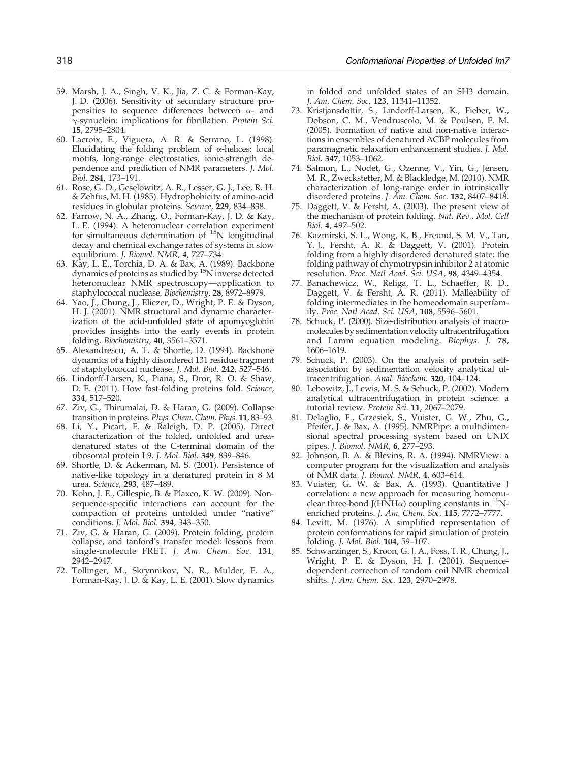59. Marsh, J. A., Singh, V. K., Jia, Z. C. & Forman-Kay, J. D. (2006). Sensitivity of secondary structure propensities to sequence differences between α- and γ-synuclein: implications for fibrillation. *Protein Sci.* **15**, 2795–2804.
60. Lacroix, E., Viguera, A. R. & Serrano, L. (1998). Elucidating the folding problem of α-helices: local motifs, long-range electrostatics, ionic-strength dependence and prediction of NMR parameters. *J. Mol. Biol.* **284**, 173–191.
61. Rose, G. D., Geselowitz, A. R., Lesser, G. J., Lee, R. H. & Zehfus, M. H. (1985). Hydrophobicity of amino-acid residues in globular proteins. *Science*, **229**, 834–838.
62. Farrow, N. A., Zhang, O., Forman-Kay, J. D. & Kay, L. E. (1994). A heteronuclear correlation experiment for simultaneous determination of $^{15}$N longitudinal decay and chemical exchange rates of systems in slow equilibrium. *J. Biomol. NMR*, **4**, 727–734.
63. Kay, L. E., Torchia, D. A. & Bax, A. (1989). Backbone dynamics of proteins as studied by $^{15}$N inverse detected heteronuclear NMR spectroscopy—application to staphylococcal nuclease. *Biochemistry*, **28**, 8972–8979.
64. Yao, J., Chung, J., Eliezer, D., Wright, P. E. & Dyson, H. J. (2001). NMR structural and dynamic characterization of the acid-unfolded state of apomyoglobin provides insights into the early events in protein folding. *Biochemistry*, **40**, 3561–3571.
65. Alexandrescu, A. T. & Shortle, D. (1994). Backbone dynamics of a highly disordered 131 residue fragment of staphylococcal nuclease. *J. Mol. Biol.* **242**, 527–546.
66. Lindorff-Larsen, K., Piana, S., Dror, R. O. & Shaw, D. E. (2011). How fast-folding proteins fold. *Science*, **334**, 517–520.
67. Ziv, G., Thirumalai, D. & Haran, G. (2009). Collapse transition in proteins. *Phys. Chem. Chem. Phys.* **11**, 83–93.
68. Li, Y., Picart, F. & Raleigh, D. P. (2005). Direct characterization of the folded, unfolded and urea-denatured states of the C-terminal domain of the ribosomal protein L9. *J. Mol. Biol.* **349**, 839–846.
69. Shortle, D. & Ackerman, M. S. (2001). Persistence of native-like topology in a denatured protein in 8 M urea. *Science*, **293**, 487–489.
70. Kohn, J. E., Gillespie, B. & Plaxco, K. W. (2009). Non-sequence-specific interactions can account for the compaction of proteins unfolded under "native" conditions. *J. Mol. Biol.* **394**, 343–350.
71. Ziv, G. & Haran, G. (2009). Protein folding, protein collapse, and tanford's transfer model: lessons from single-molecule FRET. *J. Am. Chem. Soc.* **131**, 2942–2947.
72. Tollinger, M., Skrynnikov, N. R., Mulder, F. A., Forman-Kay, J. D. & Kay, L. E. (2001). Slow dynamics in folded and unfolded states of an SH3 domain. *J. Am. Chem. Soc.* **123**, 11341–11352.
73. Kristjansdottir, S., Lindorff-Larsen, K., Fieber, W., Dobson, C. M., Vendruscolo, M. & Poulsen, F. M. (2005). Formation of native and non-native interactions in ensembles of denatured ACBP molecules from paramagnetic relaxation enhancement studies. *J. Mol. Biol.* **347**, 1053–1062.
74. Salmon, L., Nodet, G., Ozenne, V., Yin, G., Jensen, M. R., Zweckstetter, M. & Blackledge, M. (2010). NMR characterization of long-range order in intrinsically disordered proteins. *J. Am. Chem. Soc.* **132**, 8407–8418.
75. Daggett, V. & Fersht, A. (2003). The present view of the mechanism of protein folding. *Nat. Rev., Mol. Cell Biol.* **4**, 497–502.
76. Kazmirski, S. L., Wong, K. B., Freund, S. M. V., Tan, Y. J., Fersht, A. R. & Daggett, V. (2001). Protein folding from a highly disordered denatured state: the folding pathway of chymotrypsin inhibitor 2 at atomic resolution. *Proc. Natl Acad. Sci. USA*, **98**, 4349–4354.
77. Banachewicz, W., Religa, T. L., Schaeffer, R. D., Daggett, V. & Fersht, A. R. (2011). Malleability of folding intermediates in the homeodomain superfamily. *Proc. Natl Acad. Sci. USA*, **108**, 5596–5601.
78. Schuck, P. (2000). Size-distribution analysis of macromolecules by sedimentation velocity ultracentrifugation and Lamm equation modeling. *Biophys. J.* **78**, 1606–1619.
79. Schuck, P. (2003). On the analysis of protein self-association by sedimentation velocity analytical ultracentrifugation. *Anal. Biochem.* **320**, 104–124.
80. Lebowitz, J., Lewis, M. S. & Schuck, P. (2002). Modern analytical ultracentrifugation in protein science: a tutorial review. *Protein Sci.* **11**, 2067–2079.
81. Delaglio, F., Grzesiek, S., Vuister, G. W., Zhu, G., Pfeifer, J. & Bax, A. (1995). NMRPipe: a multidimensional spectral processing system based on UNIX pipes. *J. Biomol. NMR*, **6**, 277–293.
82. Johnson, B. A. & Blevins, R. A. (1994). NMRView: a computer program for the visualization and analysis of NMR data. *J. Biomol. NMR*, **4**, 603–614.
83. Vuister, G. W. & Bax, A. (1993). Quantitative J correlation: a new approach for measuring homonuclear three-bond J(HNHα) coupling constants in $^{15}$N-enriched proteins. *J. Am. Chem. Soc.* **115**, 7772–7777.
84. Levitt, M. (1976). A simplified representation of protein conformations for rapid simulation of protein folding. *J. Mol. Biol.* **104**, 59–107.
85. Schwarzinger, S., Kroon, G. J. A., Foss, T. R., Chung, J., Wright, P. E. & Dyson, H. J. (2001). Sequence-dependent correction of random coil NMR chemical shifts. *J. Am. Chem. Soc.* **123**, 2970–2978.